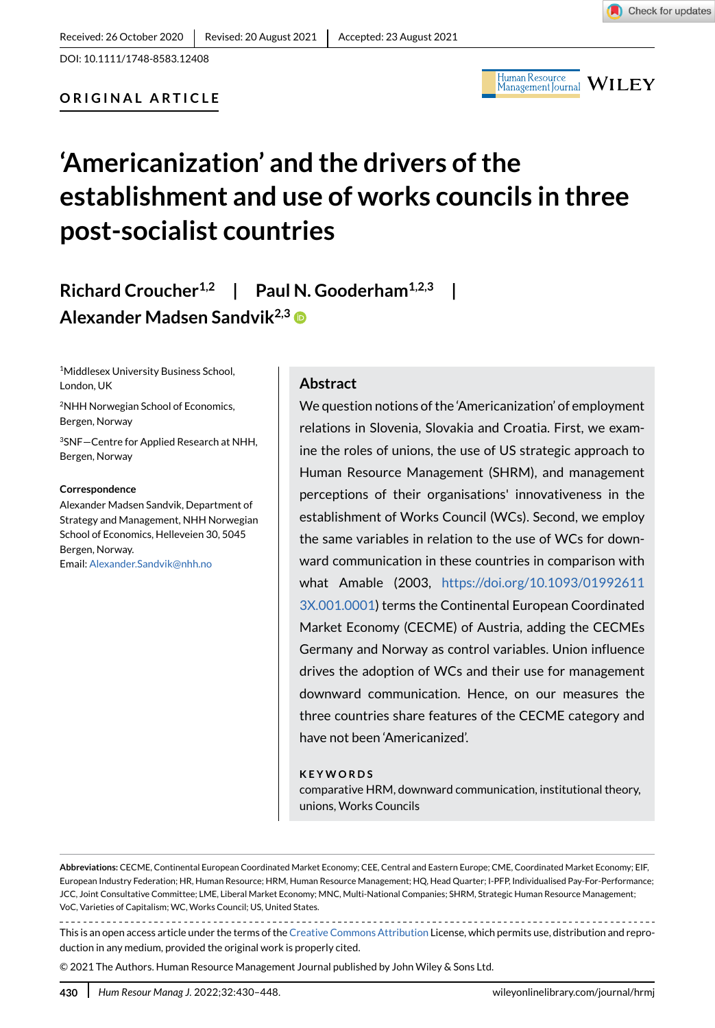Received: 26 October 2020 | Revised: 20 August 2021 | Accepted: 23 August 2021

DOI: 10.1111/1748-8583.12408

**ORIGINAL ARTICLE**

# 'Americanization' and the drivers of the establishment and use of works councils in three post-socialist countries

**Richard Croucher**[1,2] | **Paul N. Gooderham**[1,2,3] | **Alexander Madsen Sandvik**[2,3]

[1]Middlesex University Business School, London, UK

[2]NHH Norwegian School of Economics, Bergen, Norway

[3]SNF—Centre for Applied Research at NHH, Bergen, Norway

**Correspondence**
Alexander Madsen Sandvik, Department of Strategy and Management, NHH Norwegian School of Economics, Helleveien 30, 5045 Bergen, Norway.
Email: Alexander.Sandvik@nhh.no

## Abstract

We question notions of the 'Americanization' of employment relations in Slovenia, Slovakia and Croatia. First, we examine the roles of unions, the use of US strategic approach to Human Resource Management (SHRM), and management perceptions of their organisations' innovativeness in the establishment of Works Council (WCs). Second, we employ the same variables in relation to the use of WCs for downward communication in these countries in comparison with what Amable (2003, https://doi.org/10.1093/019926113X.001.0001) terms the Continental European Coordinated Market Economy (CECME) of Austria, adding the CECMEs Germany and Norway as control variables. Union influence drives the adoption of WCs and their use for management downward communication. Hence, on our measures the three countries share features of the CECME category and have not been 'Americanized'.

**KEYWORDS**
comparative HRM, downward communication, institutional theory, unions, Works Councils

**Abbreviations:** CECME, Continental European Coordinated Market Economy; CEE, Central and Eastern Europe; CME, Coordinated Market Economy; EIF, European Industry Federation; HR, Human Resource; HRM, Human Resource Management; HQ, Head Quarter; I-PFP, Individualised Pay-For-Performance; JCC, Joint Consultative Committee; LME, Liberal Market Economy; MNC, Multi-National Companies; SHRM, Strategic Human Resource Management; VoC, Varieties of Capitalism; WC, Works Council; US, United States.

This is an open access article under the terms of the Creative Commons Attribution License, which permits use, distribution and reproduction in any medium, provided the original work is properly cited.

© 2021 The Authors. Human Resource Management Journal published by John Wiley & Sons Ltd.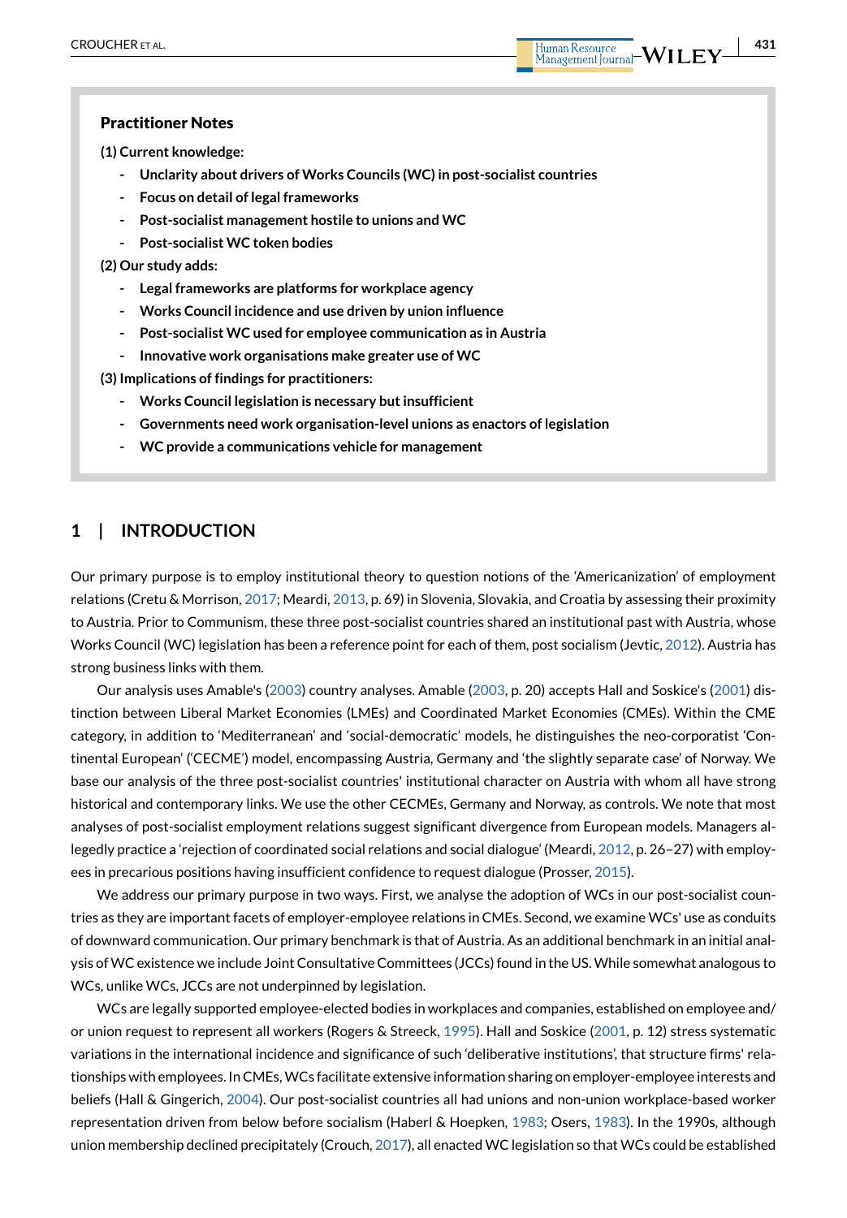**Practitioner Notes**

**(1) Current knowledge:**

- **Unclarity about drivers of Works Councils (WC) in post-socialist countries**
- **Focus on detail of legal frameworks**
- **Post-socialist management hostile to unions and WC**
- **Post-socialist WC token bodies**

**(2) Our study adds:**

- **Legal frameworks are platforms for workplace agency**
- **Works Council incidence and use driven by union influence**
- **Post-socialist WC used for employee communication as in Austria**
- **Innovative work organisations make greater use of WC**

**(3) Implications of findings for practitioners:**

- **Works Council legislation is necessary but insufficient**
- **Governments need work organisation-level unions as enactors of legislation**
- **WC provide a communications vehicle for management**

## 1 | INTRODUCTION

Our primary purpose is to employ institutional theory to question notions of the 'Americanization' of employment relations (Cretu & Morrison, 2017; Meardi, 2013, p. 69) in Slovenia, Slovakia, and Croatia by assessing their proximity to Austria. Prior to Communism, these three post-socialist countries shared an institutional past with Austria, whose Works Council (WC) legislation has been a reference point for each of them, post socialism (Jevtic, 2012). Austria has strong business links with them.

Our analysis uses Amable's (2003) country analyses. Amable (2003, p. 20) accepts Hall and Soskice's (2001) distinction between Liberal Market Economies (LMEs) and Coordinated Market Economies (CMEs). Within the CME category, in addition to 'Mediterranean' and 'social-democratic' models, he distinguishes the neo-corporatist 'Continental European' ('CECME') model, encompassing Austria, Germany and 'the slightly separate case' of Norway. We base our analysis of the three post-socialist countries' institutional character on Austria with whom all have strong historical and contemporary links. We use the other CECMEs, Germany and Norway, as controls. We note that most analyses of post-socialist employment relations suggest significant divergence from European models. Managers allegedly practice a 'rejection of coordinated social relations and social dialogue' (Meardi, 2012, p. 26–27) with employees in precarious positions having insufficient confidence to request dialogue (Prosser, 2015).

We address our primary purpose in two ways. First, we analyse the adoption of WCs in our post-socialist countries as they are important facets of employer-employee relations in CMEs. Second, we examine WCs' use as conduits of downward communication. Our primary benchmark is that of Austria. As an additional benchmark in an initial analysis of WC existence we include Joint Consultative Committees (JCCs) found in the US. While somewhat analogous to WCs, unlike WCs, JCCs are not underpinned by legislation.

WCs are legally supported employee-elected bodies in workplaces and companies, established on employee and/or union request to represent all workers (Rogers & Streeck, 1995). Hall and Soskice (2001, p. 12) stress systematic variations in the international incidence and significance of such 'deliberative institutions', that structure firms' relationships with employees. In CMEs, WCs facilitate extensive information sharing on employer-employee interests and beliefs (Hall & Gingerich, 2004). Our post-socialist countries all had unions and non-union workplace-based worker representation driven from below before socialism (Haberl & Hoepken, 1983; Osers, 1983). In the 1990s, although union membership declined precipitately (Crouch, 2017), all enacted WC legislation so that WCs could be established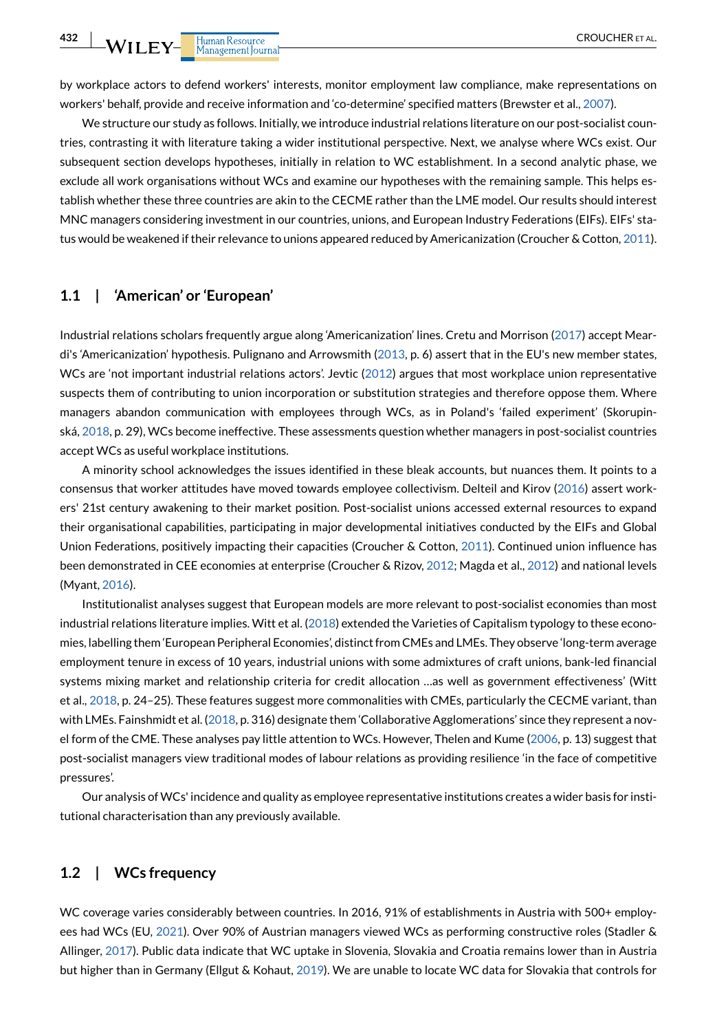by workplace actors to defend workers' interests, monitor employment law compliance, make representations on workers' behalf, provide and receive information and 'co-determine' specified matters (Brewster et al., 2007).

We structure our study as follows. Initially, we introduce industrial relations literature on our post-socialist countries, contrasting it with literature taking a wider institutional perspective. Next, we analyse where WCs exist. Our subsequent section develops hypotheses, initially in relation to WC establishment. In a second analytic phase, we exclude all work organisations without WCs and examine our hypotheses with the remaining sample. This helps establish whether these three countries are akin to the CECME rather than the LME model. Our results should interest MNC managers considering investment in our countries, unions, and European Industry Federations (EIFs). EIFs' status would be weakened if their relevance to unions appeared reduced by Americanization (Croucher & Cotton, 2011).

## 1.1 | 'American' or 'European'

Industrial relations scholars frequently argue along 'Americanization' lines. Cretu and Morrison (2017) accept Meardi's 'Americanization' hypothesis. Pulignano and Arrowsmith (2013, p. 6) assert that in the EU's new member states, WCs are 'not important industrial relations actors'. Jevtic (2012) argues that most workplace union representative suspects them of contributing to union incorporation or substitution strategies and therefore oppose them. Where managers abandon communication with employees through WCs, as in Poland's 'failed experiment' (Skorupinská, 2018, p. 29), WCs become ineffective. These assessments question whether managers in post-socialist countries accept WCs as useful workplace institutions.

A minority school acknowledges the issues identified in these bleak accounts, but nuances them. It points to a consensus that worker attitudes have moved towards employee collectivism. Delteil and Kirov (2016) assert workers' 21st century awakening to their market position. Post-socialist unions accessed external resources to expand their organisational capabilities, participating in major developmental initiatives conducted by the EIFs and Global Union Federations, positively impacting their capacities (Croucher & Cotton, 2011). Continued union influence has been demonstrated in CEE economies at enterprise (Croucher & Rizov, 2012; Magda et al., 2012) and national levels (Myant, 2016).

Institutionalist analyses suggest that European models are more relevant to post-socialist economies than most industrial relations literature implies. Witt et al. (2018) extended the Varieties of Capitalism typology to these economies, labelling them 'European Peripheral Economies', distinct from CMEs and LMEs. They observe 'long-term average employment tenure in excess of 10 years, industrial unions with some admixtures of craft unions, bank-led financial systems mixing market and relationship criteria for credit allocation …as well as government effectiveness' (Witt et al., 2018, p. 24–25). These features suggest more commonalities with CMEs, particularly the CECME variant, than with LMEs. Fainshmidt et al. (2018, p. 316) designate them 'Collaborative Agglomerations' since they represent a novel form of the CME. These analyses pay little attention to WCs. However, Thelen and Kume (2006, p. 13) suggest that post-socialist managers view traditional modes of labour relations as providing resilience 'in the face of competitive pressures'.

Our analysis of WCs' incidence and quality as employee representative institutions creates a wider basis for institutional characterisation than any previously available.

## 1.2 | WCs frequency

WC coverage varies considerably between countries. In 2016, 91% of establishments in Austria with 500+ employees had WCs (EU, 2021). Over 90% of Austrian managers viewed WCs as performing constructive roles (Stadler & Allinger, 2017). Public data indicate that WC uptake in Slovenia, Slovakia and Croatia remains lower than in Austria but higher than in Germany (Ellgut & Kohaut, 2019). We are unable to locate WC data for Slovakia that controls for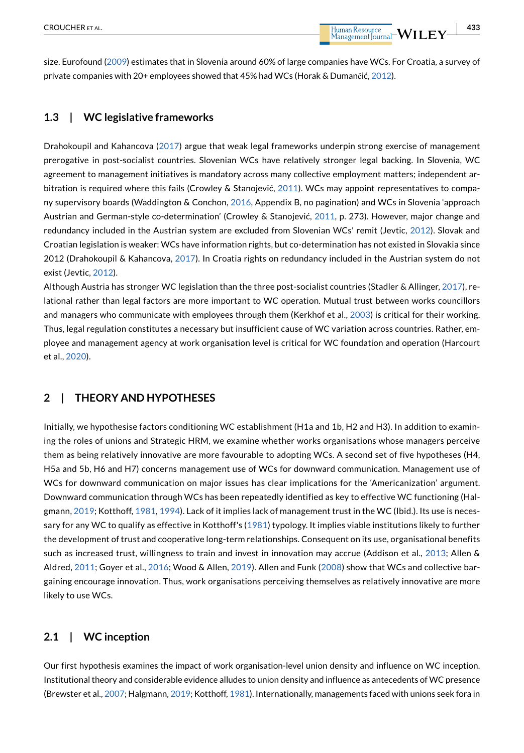size. Eurofound (2009) estimates that in Slovenia around 60% of large companies have WCs. For Croatia, a survey of private companies with 20+ employees showed that 45% had WCs (Horak & Dumančić, 2012).

### 1.3 | WC legislative frameworks

Drahokoupil and Kahancova (2017) argue that weak legal frameworks underpin strong exercise of management prerogative in post-socialist countries. Slovenian WCs have relatively stronger legal backing. In Slovenia, WC agreement to management initiatives is mandatory across many collective employment matters; independent arbitration is required where this fails (Crowley & Stanojević, 2011). WCs may appoint representatives to company supervisory boards (Waddington & Conchon, 2016, Appendix B, no pagination) and WCs in Slovenia 'approach Austrian and German-style co-determination' (Crowley & Stanojević, 2011, p. 273). However, major change and redundancy included in the Austrian system are excluded from Slovenian WCs' remit (Jevtic, 2012). Slovak and Croatian legislation is weaker: WCs have information rights, but co-determination has not existed in Slovakia since 2012 (Drahokoupil & Kahancova, 2017). In Croatia rights on redundancy included in the Austrian system do not exist (Jevtic, 2012).

Although Austria has stronger WC legislation than the three post-socialist countries (Stadler & Allinger, 2017), relational rather than legal factors are more important to WC operation. Mutual trust between works councillors and managers who communicate with employees through them (Kerkhof et al., 2003) is critical for their working. Thus, legal regulation constitutes a necessary but insufficient cause of WC variation across countries. Rather, employee and management agency at work organisation level is critical for WC foundation and operation (Harcourt et al., 2020).

## 2 | THEORY AND HYPOTHESES

Initially, we hypothesise factors conditioning WC establishment (H1a and 1b, H2 and H3). In addition to examining the roles of unions and Strategic HRM, we examine whether works organisations whose managers perceive them as being relatively innovative are more favourable to adopting WCs. A second set of five hypotheses (H4, H5a and 5b, H6 and H7) concerns management use of WCs for downward communication. Management use of WCs for downward communication on major issues has clear implications for the 'Americanization' argument. Downward communication through WCs has been repeatedly identified as key to effective WC functioning (Halgmann, 2019; Kotthoff, 1981, 1994). Lack of it implies lack of management trust in the WC (Ibid.). Its use is necessary for any WC to qualify as effective in Kotthoff's (1981) typology. It implies viable institutions likely to further the development of trust and cooperative long-term relationships. Consequent on its use, organisational benefits such as increased trust, willingness to train and invest in innovation may accrue (Addison et al., 2013; Allen & Aldred, 2011; Goyer et al., 2016; Wood & Allen, 2019). Allen and Funk (2008) show that WCs and collective bargaining encourage innovation. Thus, work organisations perceiving themselves as relatively innovative are more likely to use WCs.

### 2.1 | WC inception

Our first hypothesis examines the impact of work organisation-level union density and influence on WC inception. Institutional theory and considerable evidence alludes to union density and influence as antecedents of WC presence (Brewster et al., 2007; Halgmann, 2019; Kotthoff, 1981). Internationally, managements faced with unions seek fora in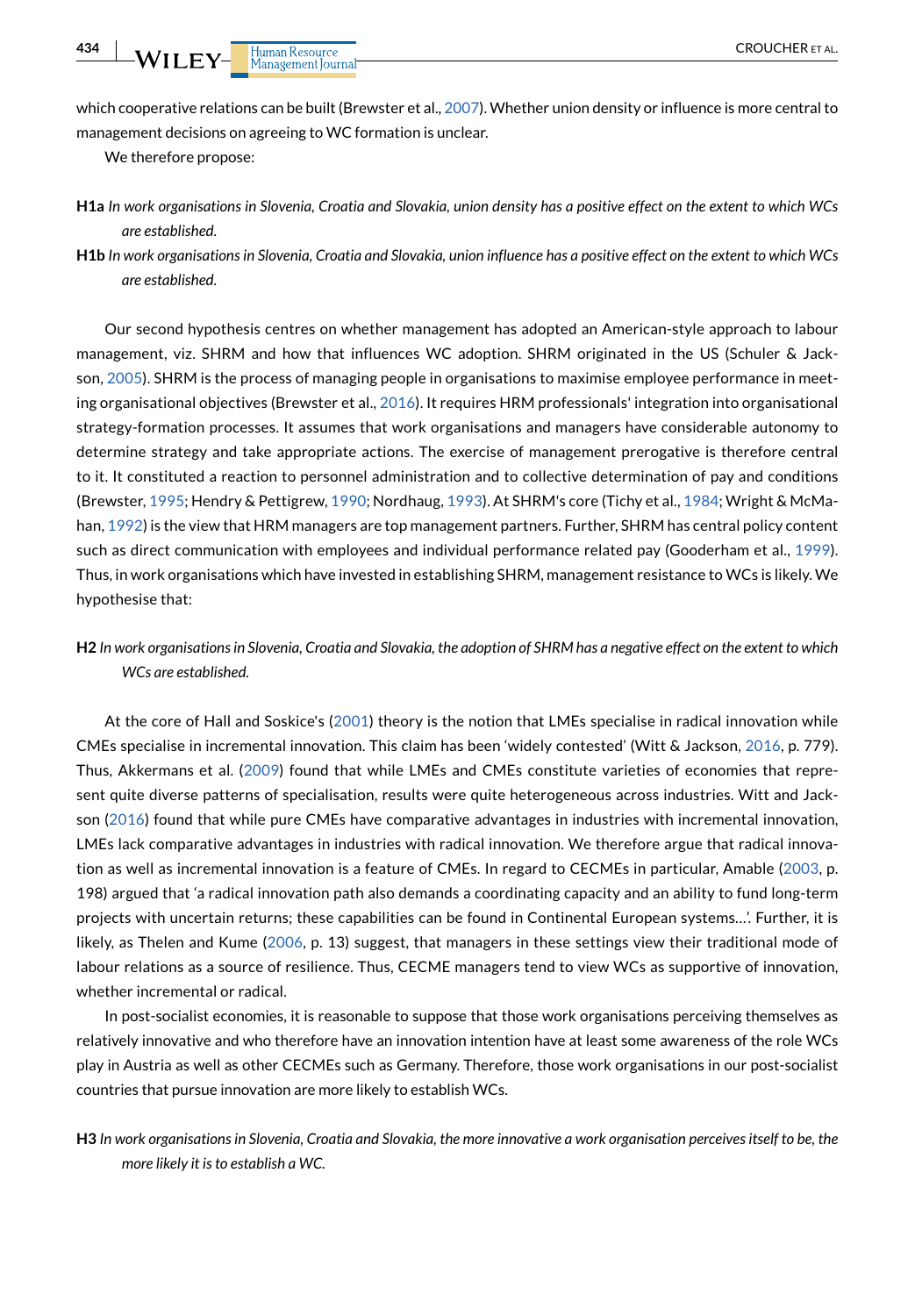which cooperative relations can be built (Brewster et al., 2007). Whether union density or influence is more central to management decisions on agreeing to WC formation is unclear.

We therefore propose:

**H1a** *In work organisations in Slovenia, Croatia and Slovakia, union density has a positive effect on the extent to which WCs are established.*

**H1b** *In work organisations in Slovenia, Croatia and Slovakia, union influence has a positive effect on the extent to which WCs are established.*

Our second hypothesis centres on whether management has adopted an American-style approach to labour management, viz. SHRM and how that influences WC adoption. SHRM originated in the US (Schuler & Jackson, 2005). SHRM is the process of managing people in organisations to maximise employee performance in meeting organisational objectives (Brewster et al., 2016). It requires HRM professionals' integration into organisational strategy-formation processes. It assumes that work organisations and managers have considerable autonomy to determine strategy and take appropriate actions. The exercise of management prerogative is therefore central to it. It constituted a reaction to personnel administration and to collective determination of pay and conditions (Brewster, 1995; Hendry & Pettigrew, 1990; Nordhaug, 1993). At SHRM's core (Tichy et al., 1984; Wright & McMahan, 1992) is the view that HRM managers are top management partners. Further, SHRM has central policy content such as direct communication with employees and individual performance related pay (Gooderham et al., 1999). Thus, in work organisations which have invested in establishing SHRM, management resistance to WCs is likely. We hypothesise that:

**H2** *In work organisations in Slovenia, Croatia and Slovakia, the adoption of SHRM has a negative effect on the extent to which WCs are established.*

At the core of Hall and Soskice's (2001) theory is the notion that LMEs specialise in radical innovation while CMEs specialise in incremental innovation. This claim has been 'widely contested' (Witt & Jackson, 2016, p. 779). Thus, Akkermans et al. (2009) found that while LMEs and CMEs constitute varieties of economies that represent quite diverse patterns of specialisation, results were quite heterogeneous across industries. Witt and Jackson (2016) found that while pure CMEs have comparative advantages in industries with incremental innovation, LMEs lack comparative advantages in industries with radical innovation. We therefore argue that radical innovation as well as incremental innovation is a feature of CMEs. In regard to CECMEs in particular, Amable (2003, p. 198) argued that 'a radical innovation path also demands a coordinating capacity and an ability to fund long-term projects with uncertain returns; these capabilities can be found in Continental European systems…'. Further, it is likely, as Thelen and Kume (2006, p. 13) suggest, that managers in these settings view their traditional mode of labour relations as a source of resilience. Thus, CECME managers tend to view WCs as supportive of innovation, whether incremental or radical.

In post-socialist economies, it is reasonable to suppose that those work organisations perceiving themselves as relatively innovative and who therefore have an innovation intention have at least some awareness of the role WCs play in Austria as well as other CECMEs such as Germany. Therefore, those work organisations in our post-socialist countries that pursue innovation are more likely to establish WCs.

**H3** *In work organisations in Slovenia, Croatia and Slovakia, the more innovative a work organisation perceives itself to be, the more likely it is to establish a WC.*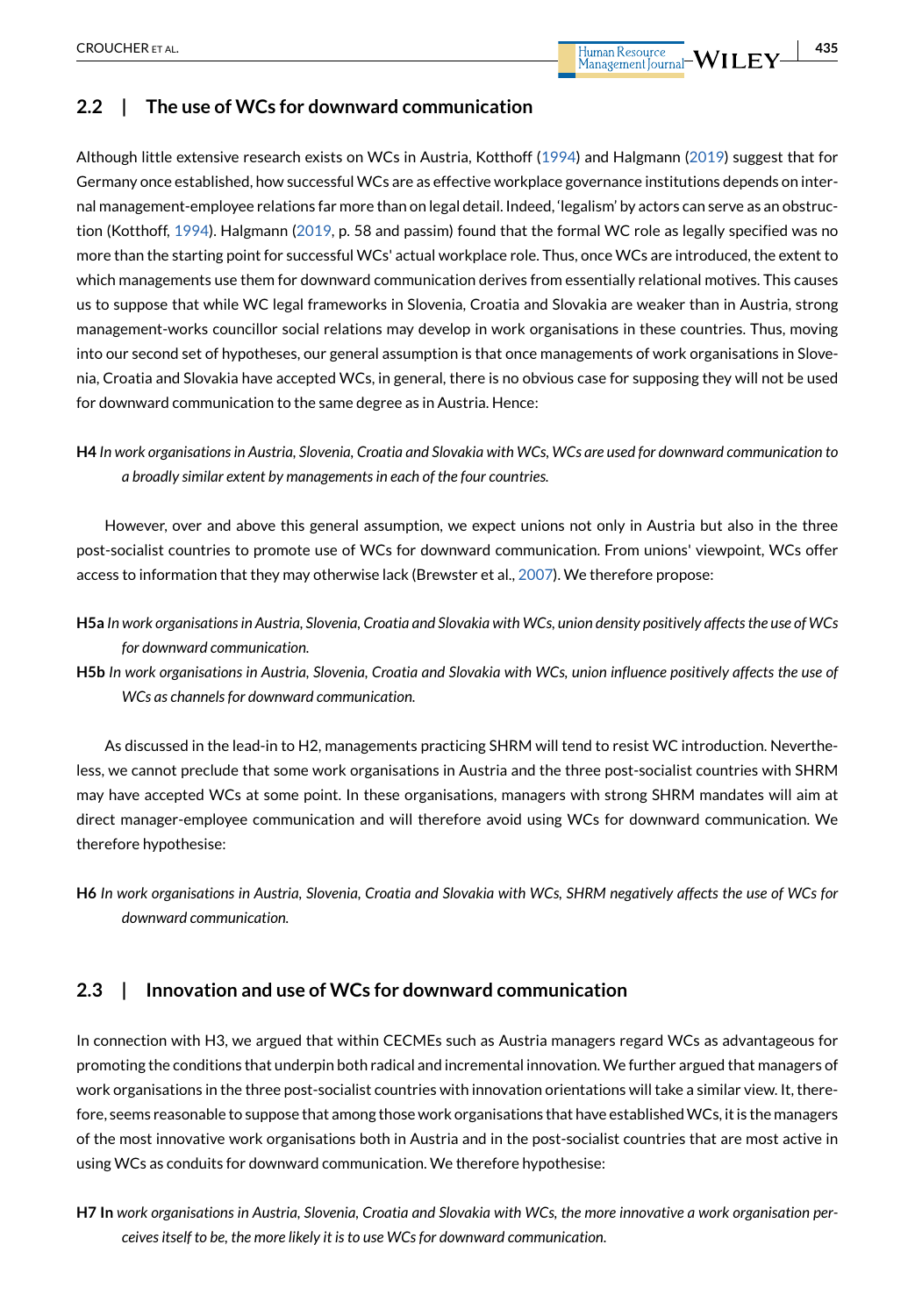## 2.2 | The use of WCs for downward communication

Although little extensive research exists on WCs in Austria, Kotthoff (1994) and Halgmann (2019) suggest that for Germany once established, how successful WCs are as effective workplace governance institutions depends on internal management-employee relations far more than on legal detail. Indeed, 'legalism' by actors can serve as an obstruction (Kotthoff, 1994). Halgmann (2019, p. 58 and passim) found that the formal WC role as legally specified was no more than the starting point for successful WCs' actual workplace role. Thus, once WCs are introduced, the extent to which managements use them for downward communication derives from essentially relational motives. This causes us to suppose that while WC legal frameworks in Slovenia, Croatia and Slovakia are weaker than in Austria, strong management-works councillor social relations may develop in work organisations in these countries. Thus, moving into our second set of hypotheses, our general assumption is that once managements of work organisations in Slovenia, Croatia and Slovakia have accepted WCs, in general, there is no obvious case for supposing they will not be used for downward communication to the same degree as in Austria. Hence:

**H4** *In work organisations in Austria, Slovenia, Croatia and Slovakia with WCs, WCs are used for downward communication to a broadly similar extent by managements in each of the four countries.*

However, over and above this general assumption, we expect unions not only in Austria but also in the three post-socialist countries to promote use of WCs for downward communication. From unions' viewpoint, WCs offer access to information that they may otherwise lack (Brewster et al., 2007). We therefore propose:

**H5a** *In work organisations in Austria, Slovenia, Croatia and Slovakia with WCs, union density positively affects the use of WCs for downward communication.*

**H5b** *In work organisations in Austria, Slovenia, Croatia and Slovakia with WCs, union influence positively affects the use of WCs as channels for downward communication.*

As discussed in the lead-in to H2, managements practicing SHRM will tend to resist WC introduction. Nevertheless, we cannot preclude that some work organisations in Austria and the three post-socialist countries with SHRM may have accepted WCs at some point. In these organisations, managers with strong SHRM mandates will aim at direct manager-employee communication and will therefore avoid using WCs for downward communication. We therefore hypothesise:

**H6** *In work organisations in Austria, Slovenia, Croatia and Slovakia with WCs, SHRM negatively affects the use of WCs for downward communication.*

## 2.3 | Innovation and use of WCs for downward communication

In connection with H3, we argued that within CECMEs such as Austria managers regard WCs as advantageous for promoting the conditions that underpin both radical and incremental innovation. We further argued that managers of work organisations in the three post-socialist countries with innovation orientations will take a similar view. It, therefore, seems reasonable to suppose that among those work organisations that have established WCs, it is the managers of the most innovative work organisations both in Austria and in the post-socialist countries that are most active in using WCs as conduits for downward communication. We therefore hypothesise:

**H7 In** *work organisations in Austria, Slovenia, Croatia and Slovakia with WCs, the more innovative a work organisation perceives itself to be, the more likely it is to use WCs for downward communication.*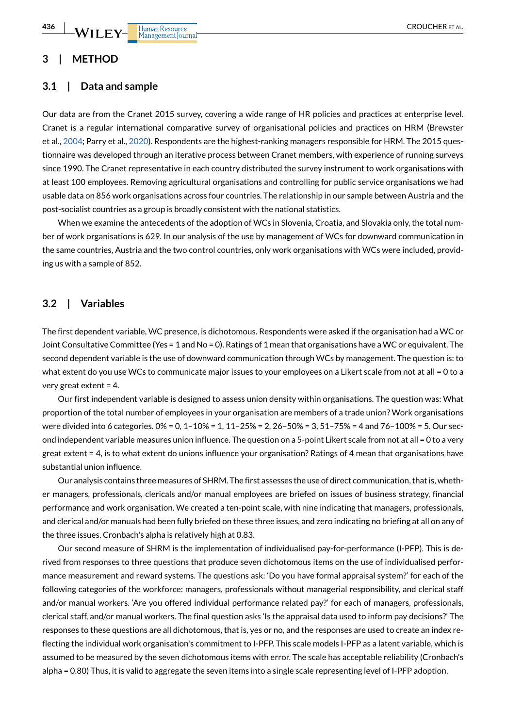## 3 | METHOD

### 3.1 | Data and sample

Our data are from the Cranet 2015 survey, covering a wide range of HR policies and practices at enterprise level. Cranet is a regular international comparative survey of organisational policies and practices on HRM (Brewster et al., 2004; Parry et al., 2020). Respondents are the highest-ranking managers responsible for HRM. The 2015 questionnaire was developed through an iterative process between Cranet members, with experience of running surveys since 1990. The Cranet representative in each country distributed the survey instrument to work organisations with at least 100 employees. Removing agricultural organisations and controlling for public service organisations we had usable data on 856 work organisations across four countries. The relationship in our sample between Austria and the post-socialist countries as a group is broadly consistent with the national statistics.

When we examine the antecedents of the adoption of WCs in Slovenia, Croatia, and Slovakia only, the total number of work organisations is 629. In our analysis of the use by management of WCs for downward communication in the same countries, Austria and the two control countries, only work organisations with WCs were included, providing us with a sample of 852.

### 3.2 | Variables

The first dependent variable, WC presence, is dichotomous. Respondents were asked if the organisation had a WC or Joint Consultative Committee (Yes = 1 and No = 0). Ratings of 1 mean that organisations have a WC or equivalent. The second dependent variable is the use of downward communication through WCs by management. The question is: to what extent do you use WCs to communicate major issues to your employees on a Likert scale from not at all = 0 to a very great extent = 4.

Our first independent variable is designed to assess union density within organisations. The question was: What proportion of the total number of employees in your organisation are members of a trade union? Work organisations were divided into 6 categories. 0% = 0, 1–10% = 1, 11–25% = 2, 26–50% = 3, 51–75% = 4 and 76–100% = 5. Our second independent variable measures union influence. The question on a 5-point Likert scale from not at all = 0 to a very great extent = 4, is to what extent do unions influence your organisation? Ratings of 4 mean that organisations have substantial union influence.

Our analysis contains three measures of SHRM. The first assesses the use of direct communication, that is, whether managers, professionals, clericals and/or manual employees are briefed on issues of business strategy, financial performance and work organisation. We created a ten-point scale, with nine indicating that managers, professionals, and clerical and/or manuals had been fully briefed on these three issues, and zero indicating no briefing at all on any of the three issues. Cronbach's alpha is relatively high at 0.83.

Our second measure of SHRM is the implementation of individualised pay-for-performance (I-PFP). This is derived from responses to three questions that produce seven dichotomous items on the use of individualised performance measurement and reward systems. The questions ask: 'Do you have formal appraisal system?' for each of the following categories of the workforce: managers, professionals without managerial responsibility, and clerical staff and/or manual workers. 'Are you offered individual performance related pay?' for each of managers, professionals, clerical staff, and/or manual workers. The final question asks 'Is the appraisal data used to inform pay decisions?' The responses to these questions are all dichotomous, that is, yes or no, and the responses are used to create an index reflecting the individual work organisation's commitment to I-PFP. This scale models I-PFP as a latent variable, which is assumed to be measured by the seven dichotomous items with error. The scale has acceptable reliability (Cronbach's alpha = 0.80) Thus, it is valid to aggregate the seven items into a single scale representing level of I-PFP adoption.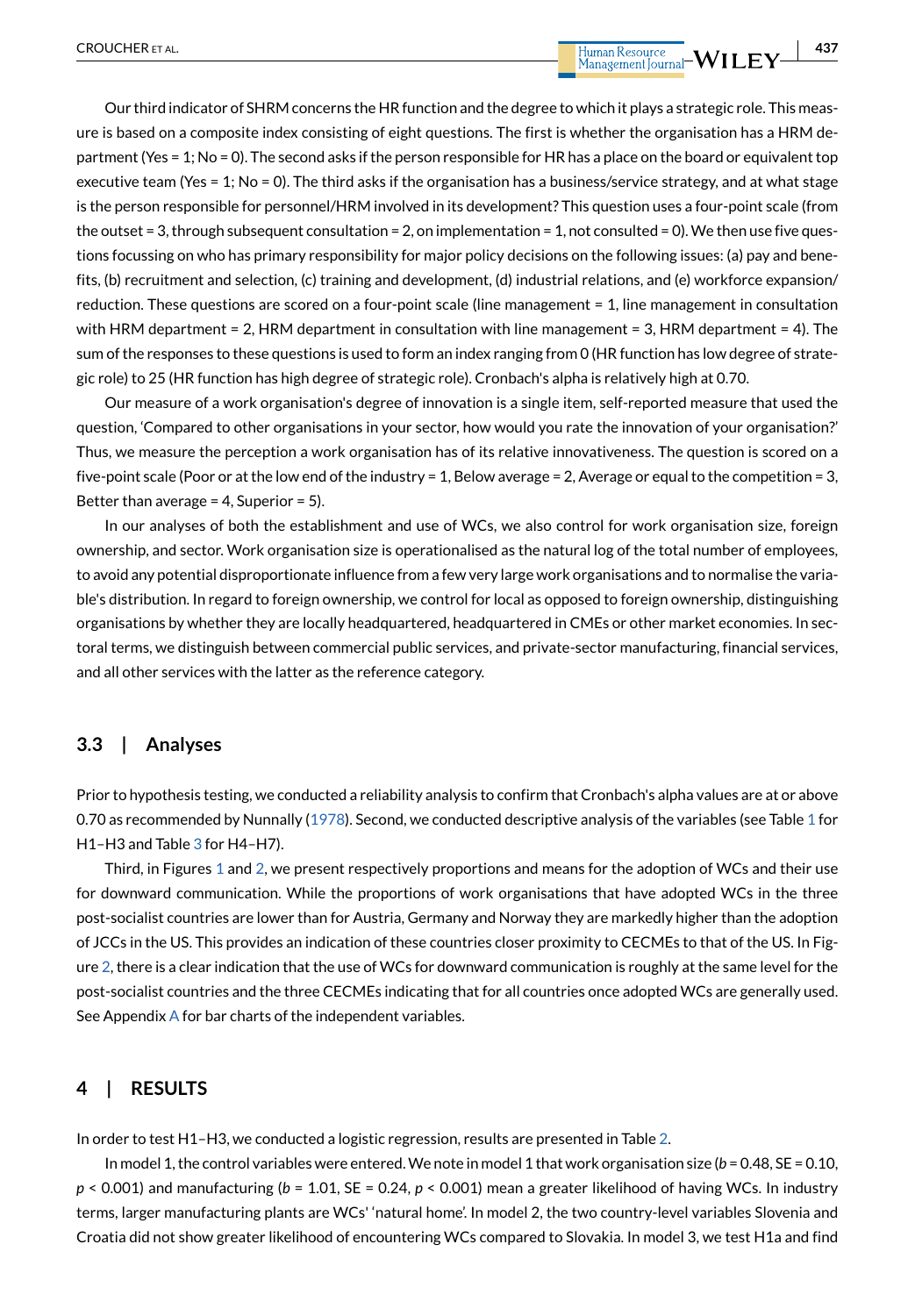Our third indicator of SHRM concerns the HR function and the degree to which it plays a strategic role. This measure is based on a composite index consisting of eight questions. The first is whether the organisation has a HRM department (Yes = 1; No = 0). The second asks if the person responsible for HR has a place on the board or equivalent top executive team (Yes = 1; No = 0). The third asks if the organisation has a business/service strategy, and at what stage is the person responsible for personnel/HRM involved in its development? This question uses a four-point scale (from the outset = 3, through subsequent consultation = 2, on implementation = 1, not consulted = 0). We then use five questions focussing on who has primary responsibility for major policy decisions on the following issues: (a) pay and benefits, (b) recruitment and selection, (c) training and development, (d) industrial relations, and (e) workforce expansion/reduction. These questions are scored on a four-point scale (line management = 1, line management in consultation with HRM department = 2, HRM department in consultation with line management = 3, HRM department = 4). The sum of the responses to these questions is used to form an index ranging from 0 (HR function has low degree of strategic role) to 25 (HR function has high degree of strategic role). Cronbach's alpha is relatively high at 0.70.

Our measure of a work organisation's degree of innovation is a single item, self-reported measure that used the question, 'Compared to other organisations in your sector, how would you rate the innovation of your organisation?' Thus, we measure the perception a work organisation has of its relative innovativeness. The question is scored on a five-point scale (Poor or at the low end of the industry = 1, Below average = 2, Average or equal to the competition = 3, Better than average = 4, Superior = 5).

In our analyses of both the establishment and use of WCs, we also control for work organisation size, foreign ownership, and sector. Work organisation size is operationalised as the natural log of the total number of employees, to avoid any potential disproportionate influence from a few very large work organisations and to normalise the variable's distribution. In regard to foreign ownership, we control for local as opposed to foreign ownership, distinguishing organisations by whether they are locally headquartered, headquartered in CMEs or other market economies. In sectoral terms, we distinguish between commercial public services, and private-sector manufacturing, financial services, and all other services with the latter as the reference category.

## 3.3 | Analyses

Prior to hypothesis testing, we conducted a reliability analysis to confirm that Cronbach's alpha values are at or above 0.70 as recommended by Nunnally (1978). Second, we conducted descriptive analysis of the variables (see Table 1 for H1–H3 and Table 3 for H4–H7).

Third, in Figures 1 and 2, we present respectively proportions and means for the adoption of WCs and their use for downward communication. While the proportions of work organisations that have adopted WCs in the three post-socialist countries are lower than for Austria, Germany and Norway they are markedly higher than the adoption of JCCs in the US. This provides an indication of these countries closer proximity to CECMEs to that of the US. In Figure 2, there is a clear indication that the use of WCs for downward communication is roughly at the same level for the post-socialist countries and the three CECMEs indicating that for all countries once adopted WCs are generally used. See Appendix A for bar charts of the independent variables.

# 4 | RESULTS

In order to test H1–H3, we conducted a logistic regression, results are presented in Table 2.

In model 1, the control variables were entered. We note in model 1 that work organisation size ($b = 0.48$, SE = 0.10, $p < 0.001$) and manufacturing ($b = 1.01$, SE = 0.24, $p < 0.001$) mean a greater likelihood of having WCs. In industry terms, larger manufacturing plants are WCs' 'natural home'. In model 2, the two country-level variables Slovenia and Croatia did not show greater likelihood of encountering WCs compared to Slovakia. In model 3, we test H1a and find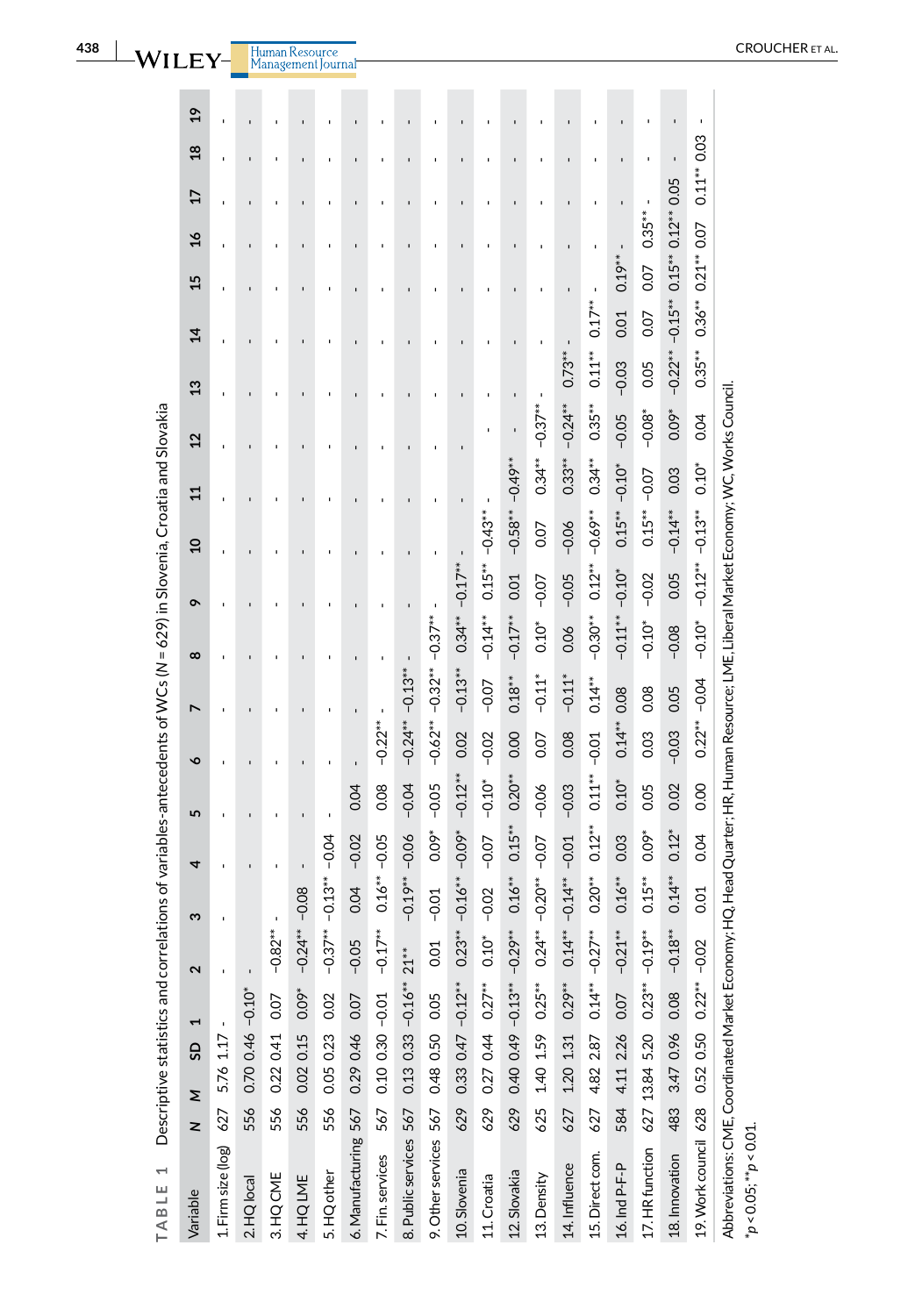**TABLE 1** Descriptive statistics and correlations of variables-antecedents of WCs (N = 629) in Slovenia, Croatia and Slovakia

| Variable | N | M | SD | 1 | 2 | 3 | 4 | 5 | 6 | 7 | 8 | 9 | 10 | 11 | 12 | 13 | 14 | 15 | 16 | 17 | 18 | 19 |
|---|---|---|---|---|---|---|---|---|---|---|---|---|---|---|---|---|---|---|---|---|---|---|
| 1. Firm size (log) | 627 | 5.76 | 1.17 | - | | | | | | | | | | | | | | | | | | |
| 2. HQ local | 556 | 0.70 | 0.46 | −0.10* | - | | | | | | | | | | | | | | | | | |
| 3. HQ CME | 556 | 0.22 | 0.41 | 0.07 | −0.82** | - | | | | | | | | | | | | | | | | |
| 4. HQ LME | 556 | 0.02 | 0.15 | 0.09* | −0.24** | −0.08 | - | | | | | | | | | | | | | | | |
| 5. HQ other | 556 | 0.05 | 0.23 | 0.02 | −0.37** | −0.13** | −0.04 | - | | | | | | | | | | | | | | |
| 6. Manufacturing | 567 | 0.29 | 0.46 | 0.07 | −0.05 | 0.04 | −0.02 | 0.04 | - | | | | | | | | | | | | | |
| 7. Fin. services | 567 | 0.10 | 0.30 | −0.01 | −0.17** | 0.16** | −0.05 | 0.08 | −0.22** | - | | | | | | | | | | | | |
| 8. Public services | 567 | 0.13 | 0.33 | −0.16** | 21** | −0.19** | −0.06 | −0.04 | −0.24** | −0.13** | - | | | | | | | | | | | |
| 9. Other services | 567 | 0.48 | 0.50 | 0.05 | 0.01 | −0.01 | 0.09* | −0.05 | −0.62** | −0.32** | −0.37** | - | | | | | | | | | | |
| 10. Slovenia | 629 | 0.33 | 0.47 | −0.12** | 0.23** | −0.16** | −0.09* | −0.12** | 0.02 | −0.13** | 0.34** | −0.17** | - | | | | | | | | | |
| 11. Croatia | 629 | 0.27 | 0.44 | 0.27** | 0.10* | −0.02 | −0.07 | −0.10* | −0.02 | −0.07 | −0.14** | 0.15** | −0.43** | - | | | | | | | | |
| 12. Slovakia | 629 | 0.40 | 0.49 | −0.13** | −0.29** | 0.16** | 0.15** | 0.20** | 0.00 | 0.18** | −0.17** | 0.01 | −0.58** | −0.49** | - | | | | | | | |
| 13. Density | 625 | 1.40 | 1.59 | 0.25** | 0.24** | −0.20** | −0.07 | −0.06 | 0.07 | −0.11* | 0.10* | −0.07 | 0.07 | 0.34** | −0.37** | - | | | | | | |
| 14. Influence | 627 | 1.20 | 1.31 | 0.29** | 0.14** | −0.14** | −0.01 | −0.03 | 0.08 | −0.11* | 0.06 | −0.05 | −0.06 | 0.33** | −0.24** | 0.73** | - | | | | | |
| 15. Direct com. | 627 | 4.82 | 2.87 | 0.14** | −0.27** | 0.20** | 0.12** | 0.11** | −0.01 | 0.14** | −0.30** | 0.12** | −0.69** | 0.34** | 0.35** | 0.11** | 0.17** | - | | | | |
| 16. Ind P-F-P | 584 | 4.11 | 2.26 | 0.07 | −0.21** | 0.16** | 0.03 | 0.10* | 0.14** | 0.08 | −0.11** | −0.10* | 0.15** | −0.10* | −0.05 | −0.03 | 0.01 | 0.19** | - | | | |
| 17. HR function | 627 | 13.84 | 5.20 | 0.23** | −0.19** | 0.15** | 0.09* | 0.05 | 0.03 | 0.08 | −0.10* | −0.02 | 0.15** | −0.07 | −0.08* | 0.05 | 0.07 | 0.07 | 0.35** | - | | |
| 18. Innovation | 483 | 3.47 | 0.96 | 0.08 | −0.18** | 0.14** | 0.12* | 0.02 | −0.03 | 0.05 | −0.08 | 0.05 | −0.14** | 0.03 | 0.09* | −0.22** | −0.15** | 0.15** | 0.12** | 0.05 | - | |
| 19. Work council | 628 | 0.52 | 0.50 | 0.22** | −0.02 | 0.01 | 0.04 | 0.00 | 0.22** | −0.04 | −0.10* | −0.12** | −0.13** | 0.10* | 0.04 | 0.35** | 0.36** | 0.21** | 0.07 | 0.11** | 0.03 | - |

Abbreviations: CME, Coordinated Market Economy; HQ, Head Quarter; HR, Human Resource; LME, Liberal Market Economy; WC, Works Council.

*$p < 0.05$; **$p < 0.01$.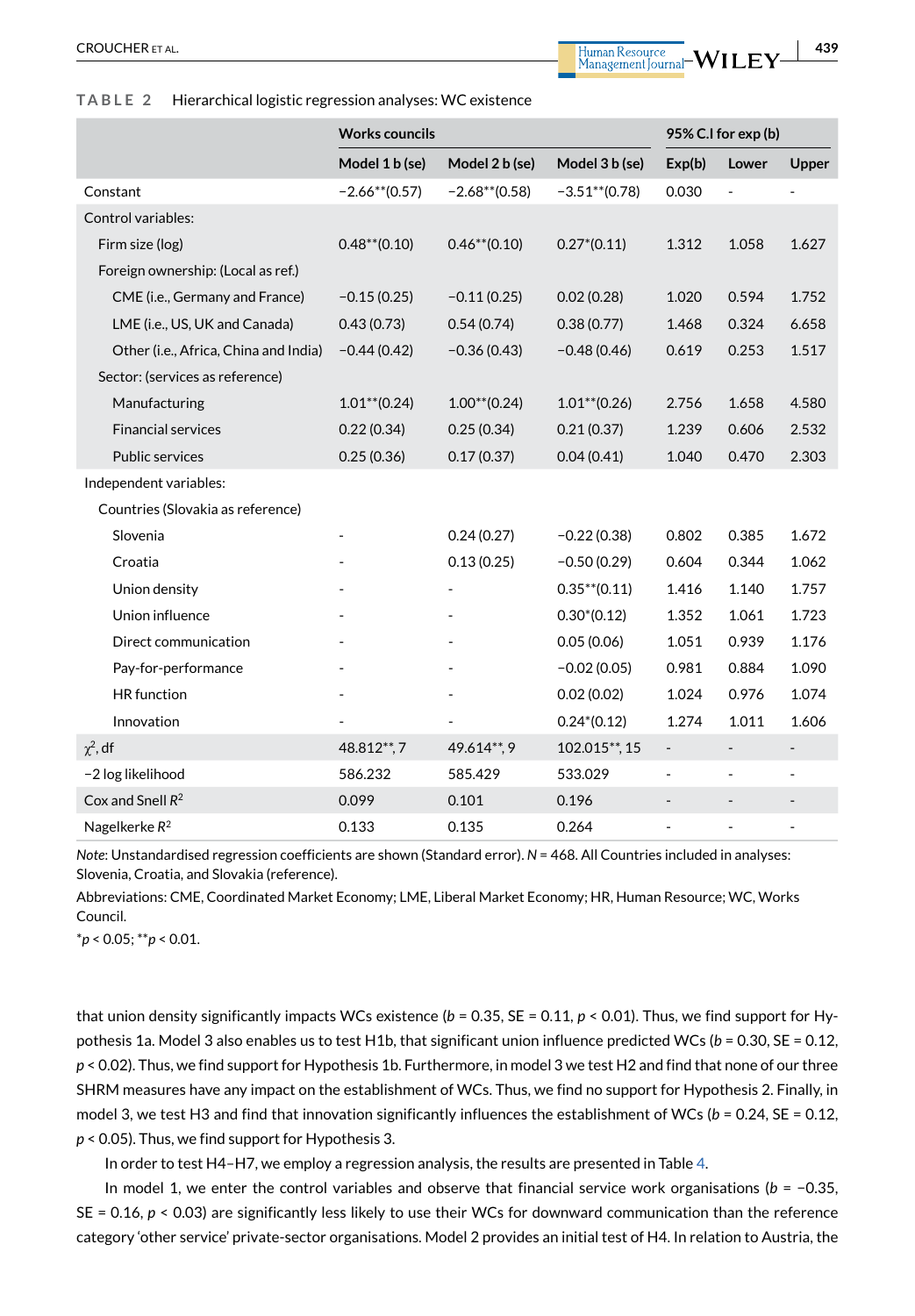**TABLE 2** Hierarchical logistic regression analyses: WC existence

| | Works councils | | | 95% C.I for exp (b) | | |
|---|---|---|---|---|---|---|
| | Model 1 b (se) | Model 2 b (se) | Model 3 b (se) | Exp(b) | Lower | Upper |
| Constant | −2.66**(0.57) | −2.68**(0.58) | −3.51**(0.78) | 0.030 | - | - |
| Control variables: | | | | | | |
| Firm size (log) | 0.48**(0.10) | 0.46**(0.10) | 0.27*(0.11) | 1.312 | 1.058 | 1.627 |
| Foreign ownership: (Local as ref.) | | | | | | |
| CME (i.e., Germany and France) | −0.15 (0.25) | −0.11 (0.25) | 0.02 (0.28) | 1.020 | 0.594 | 1.752 |
| LME (i.e., US, UK and Canada) | 0.43 (0.73) | 0.54 (0.74) | 0.38 (0.77) | 1.468 | 0.324 | 6.658 |
| Other (i.e., Africa, China and India) | −0.44 (0.42) | −0.36 (0.43) | −0.48 (0.46) | 0.619 | 0.253 | 1.517 |
| Sector: (services as reference) | | | | | | |
| Manufacturing | 1.01**(0.24) | 1.00**(0.24) | 1.01**(0.26) | 2.756 | 1.658 | 4.580 |
| Financial services | 0.22 (0.34) | 0.25 (0.34) | 0.21 (0.37) | 1.239 | 0.606 | 2.532 |
| Public services | 0.25 (0.36) | 0.17 (0.37) | 0.04 (0.41) | 1.040 | 0.470 | 2.303 |
| Independent variables: | | | | | | |
| Countries (Slovakia as reference) | | | | | | |
| Slovenia | - | 0.24 (0.27) | −0.22 (0.38) | 0.802 | 0.385 | 1.672 |
| Croatia | - | 0.13 (0.25) | −0.50 (0.29) | 0.604 | 0.344 | 1.062 |
| Union density | - | - | 0.35**(0.11) | 1.416 | 1.140 | 1.757 |
| Union influence | - | - | 0.30*(0.12) | 1.352 | 1.061 | 1.723 |
| Direct communication | - | - | 0.05 (0.06) | 1.051 | 0.939 | 1.176 |
| Pay-for-performance | - | - | −0.02 (0.05) | 0.981 | 0.884 | 1.090 |
| HR function | - | - | 0.02 (0.02) | 1.024 | 0.976 | 1.074 |
| Innovation | - | - | 0.24*(0.12) | 1.274 | 1.011 | 1.606 |
| $\chi^2$, df | 48.812**, 7 | 49.614**, 9 | 102.015**, 15 | - | - | - |
| −2 log likelihood | 586.232 | 585.429 | 533.029 | - | - | - |
| Cox and Snell $R^2$ | 0.099 | 0.101 | 0.196 | - | - | - |
| Nagelkerke $R^2$ | 0.133 | 0.135 | 0.264 | - | - | - |

*Note*: Unstandardised regression coefficients are shown (Standard error). *N* = 468. All Countries included in analyses: Slovenia, Croatia, and Slovakia (reference).

Abbreviations: CME, Coordinated Market Economy; LME, Liberal Market Economy; HR, Human Resource; WC, Works Council.

*$p < 0.05$; **$p < 0.01$.

that union density significantly impacts WCs existence ($b = 0.35$, SE = 0.11, $p < 0.01$). Thus, we find support for Hypothesis 1a. Model 3 also enables us to test H1b, that significant union influence predicted WCs ($b = 0.30$, SE = 0.12, $p < 0.02$). Thus, we find support for Hypothesis 1b. Furthermore, in model 3 we test H2 and find that none of our three SHRM measures have any impact on the establishment of WCs. Thus, we find no support for Hypothesis 2. Finally, in model 3, we test H3 and find that innovation significantly influences the establishment of WCs ($b = 0.24$, SE = 0.12, $p < 0.05$). Thus, we find support for Hypothesis 3.

In order to test H4–H7, we employ a regression analysis, the results are presented in Table 4.

In model 1, we enter the control variables and observe that financial service work organisations ($b = −0.35$, SE = 0.16, $p < 0.03$) are significantly less likely to use their WCs for downward communication than the reference category 'other service' private-sector organisations. Model 2 provides an initial test of H4. In relation to Austria, the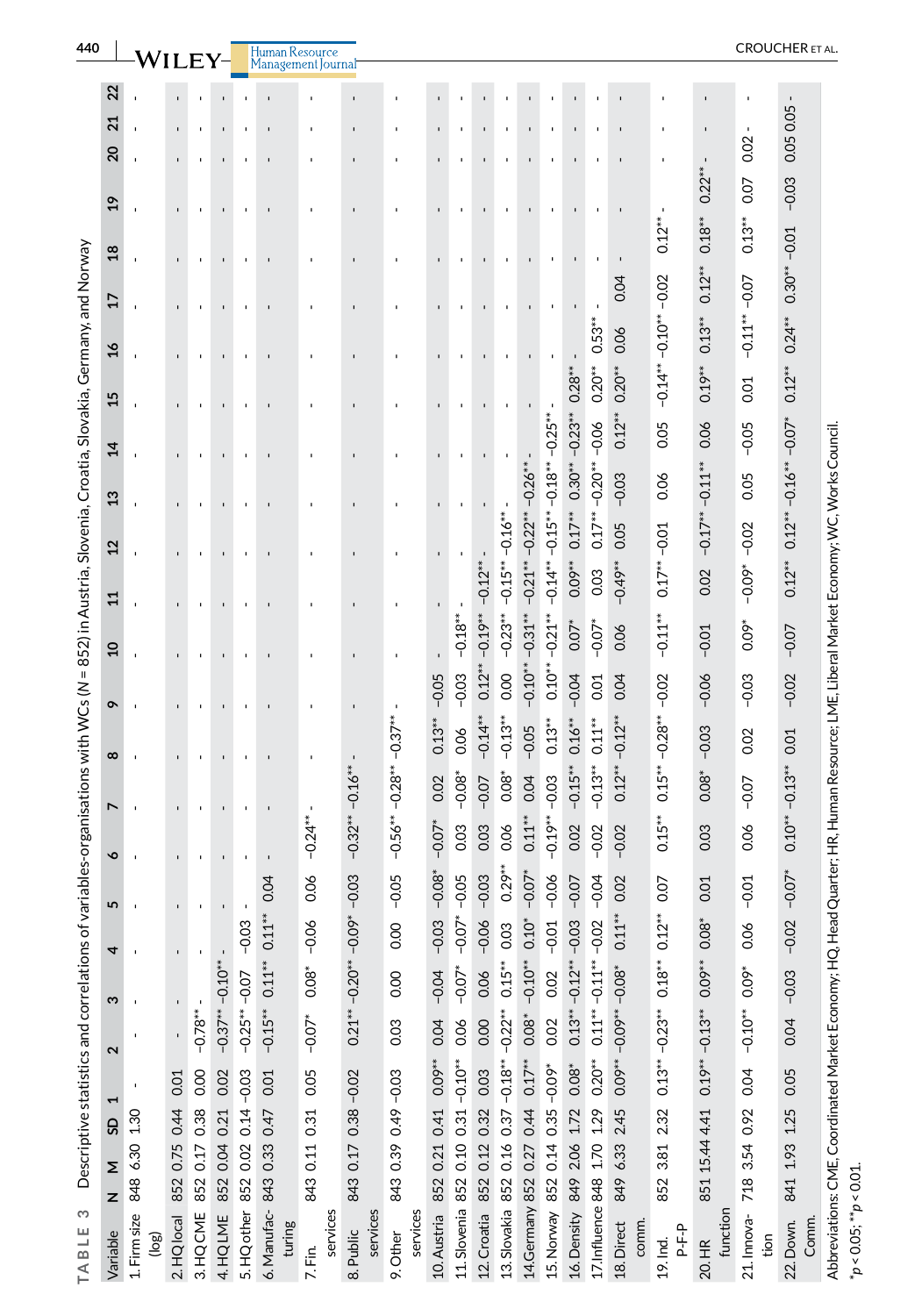**TABLE 3** Descriptive statistics and correlations of variables-organisations with WCs (N = 852) in Austria, Slovenia, Croatia, Slovakia, Germany, and Norway

| Variable | N | M | SD | 1 | 2 | 3 | 4 | 5 | 6 | 7 | 8 | 9 | 10 | 11 | 12 | 13 | 14 | 15 | 16 | 17 | 18 | 19 | 20 | 21 | 22 |
|---|---|---|---|---|---|---|---|---|---|---|---|---|---|---|---|---|---|---|---|---|---|---|---|---|---|
| 1. Firm size (log) | 848 | 6.30 | 1.30 | - | - | - | - | - | - | - | - | - | - | - | - | - | - | - | - | - | - | - | - | - | - |
| 2. HQ local | 852 | 0.75 | 0.44 | 0.01 | - | - | - | - | - | - | - | - | - | - | - | - | - | - | - | - | - | - | - | - | - |
| 3. HQ CME | 852 | 0.17 | 0.38 | 0.00 | −0.78** | - | - | - | - | - | - | - | - | - | - | - | - | - | - | - | - | - | - | - | - |
| 4. HQ LME | 852 | 0.04 | 0.21 | 0.02 | −0.37** | −0.10** | - | - | - | - | - | - | - | - | - | - | - | - | - | - | - | - | - | - | - |
| 5. HQ other | 852 | 0.02 | 0.14 | −0.03 | −0.25** | −0.07 | −0.03 | - | - | - | - | - | - | - | - | - | - | - | - | - | - | - | - | - | - |
| 6. Manufacturing | 843 | 0.33 | 0.47 | 0.01 | −0.15** | 0.11** | 0.11** | 0.04 | - | - | - | - | - | - | - | - | - | - | - | - | - | - | - | - | - |
| 7. Fin. services | 843 | 0.11 | 0.31 | 0.05 | −0.07* | 0.08* | −0.06 | 0.06 | −0.24** | - | - | - | - | - | - | - | - | - | - | - | - | - | - | - | - |
| 8. Public services | 843 | 0.17 | 0.38 | −0.02 | 0.21** | −0.20** | −0.09* | −0.03 | −0.32** | −0.16** | - | - | - | - | - | - | - | - | - | - | - | - | - | - | - |
| 9. Other services | 843 | 0.39 | 0.49 | −0.03 | 0.03 | 0.00 | 0.00 | −0.05 | −0.56** | −0.28** | −0.37** | - | - | - | - | - | - | - | - | - | - | - | - | - | - |
| 10. Austria | 852 | 0.21 | 0.41 | 0.09** | 0.04 | −0.04 | −0.03 | −0.08* | −0.07* | 0.02 | 0.13** | −0.05 | - | - | - | - | - | - | - | - | - | - | - | - | - |
| 11. Slovenia | 852 | 0.10 | 0.31 | −0.10** | 0.06 | −0.07* | −0.07* | −0.05 | 0.03 | −0.08* | 0.06 | −0.03 | −0.18** | - | - | - | - | - | - | - | - | - | - | - | - |
| 12. Croatia | 852 | 0.12 | 0.32 | 0.03 | 0.00 | 0.06 | −0.06 | −0.03 | 0.03 | −0.07 | −0.14** | 0.12** | −0.19** | −0.12** | - | - | - | - | - | - | - | - | - | - | - |
| 13. Slovakia | 852 | 0.16 | 0.37 | −0.18** | −0.22** | 0.15** | 0.03 | 0.29** | 0.06 | 0.08* | −0.13** | 0.00 | −0.23** | −0.15** | −0.16** | - | - | - | - | - | - | - | - | - | - |
| 14. Germany | 852 | 0.27 | 0.44 | 0.17** | 0.08* | −0.10** | 0.10* | −0.07* | 0.11** | 0.04 | −0.05 | −0.10** | −0.31** | −0.21** | −0.22** | −0.26** | - | - | - | - | - | - | - | - | - |
| 15. Norway | 852 | 0.14 | 0.35 | −0.09* | 0.02 | 0.02 | −0.01 | −0.06 | −0.19** | −0.03 | 0.13** | 0.10** | −0.21** | −0.14** | −0.15** | −0.18** | −0.25** | - | - | - | - | - | - | - | - |
| 16. Density | 849 | 2.06 | 1.72 | 0.08* | 0.13** | −0.12** | −0.03 | −0.07 | 0.02 | −0.15** | 0.16** | −0.04 | 0.07* | 0.09** | 0.17** | 0.30** | −0.23** | 0.28** | - | - | - | - | - | - | - |
| 17. Influence | 848 | 1.70 | 1.29 | 0.20** | 0.11** | −0.11** | −0.02 | −0.04 | −0.02 | −0.13** | 0.11** | 0.01 | −0.07* | 0.03 | 0.17** | −0.20** | −0.06 | 0.20** | 0.53** | - | - | - | - | - | - |
| 18. Direct comm. | 849 | 6.33 | 2.45 | 0.09** | −0.09** | −0.08* | 0.11** | 0.02 | −0.02 | 0.12** | −0.12** | 0.04 | 0.06 | −0.49** | 0.05 | −0.03 | 0.12** | 0.20** | 0.06 | 0.04 | - | - | - | - | - |
| 19. Ind. P-F-P | 852 | 3.81 | 2.32 | 0.13** | −0.23** | 0.18** | 0.12** | 0.07 | 0.15** | 0.15** | −0.28** | −0.02 | −0.11** | 0.17** | −0.01 | 0.06 | 0.05 | −0.14** | −0.10** | −0.02 | 0.12** | - | - | - | - |
| 20. HR function | 851 | 15.44 | 4.41 | 0.19** | −0.13** | 0.09** | 0.08* | 0.01 | 0.03 | 0.08* | −0.03 | −0.06 | −0.01 | 0.02 | −0.17** | −0.11** | 0.06 | 0.19** | 0.13** | 0.12** | 0.18** | 0.22** | - | - | - |
| 21. Innovation | 718 | 3.54 | 0.92 | 0.04 | −0.10** | 0.09* | 0.06 | −0.01 | 0.06 | −0.07 | 0.02 | −0.03 | 0.09* | −0.09* | −0.02 | 0.05 | −0.05 | 0.01 | −0.11** | −0.07 | 0.13** | 0.07 | 0.02 | - | - |
| 22. Down. Comm. | 841 | 1.93 | 1.25 | 0.05 | 0.04 | −0.03 | −0.02 | −0.07* | 0.10** | −0.13** | 0.01 | −0.02 | −0.07 | 0.12** | 0.12** | −0.16** | −0.07* | 0.12** | 0.24** | 0.30** | −0.01 | −0.03 | 0.05 | 0.05 | - |

Abbreviations: CME, Coordinated Market Economy; HQ, Head Quarter; HR, Human Resource; LME, Liberal Market Economy; WC, Works Council.

*$p < 0.05$; **$p < 0.01$.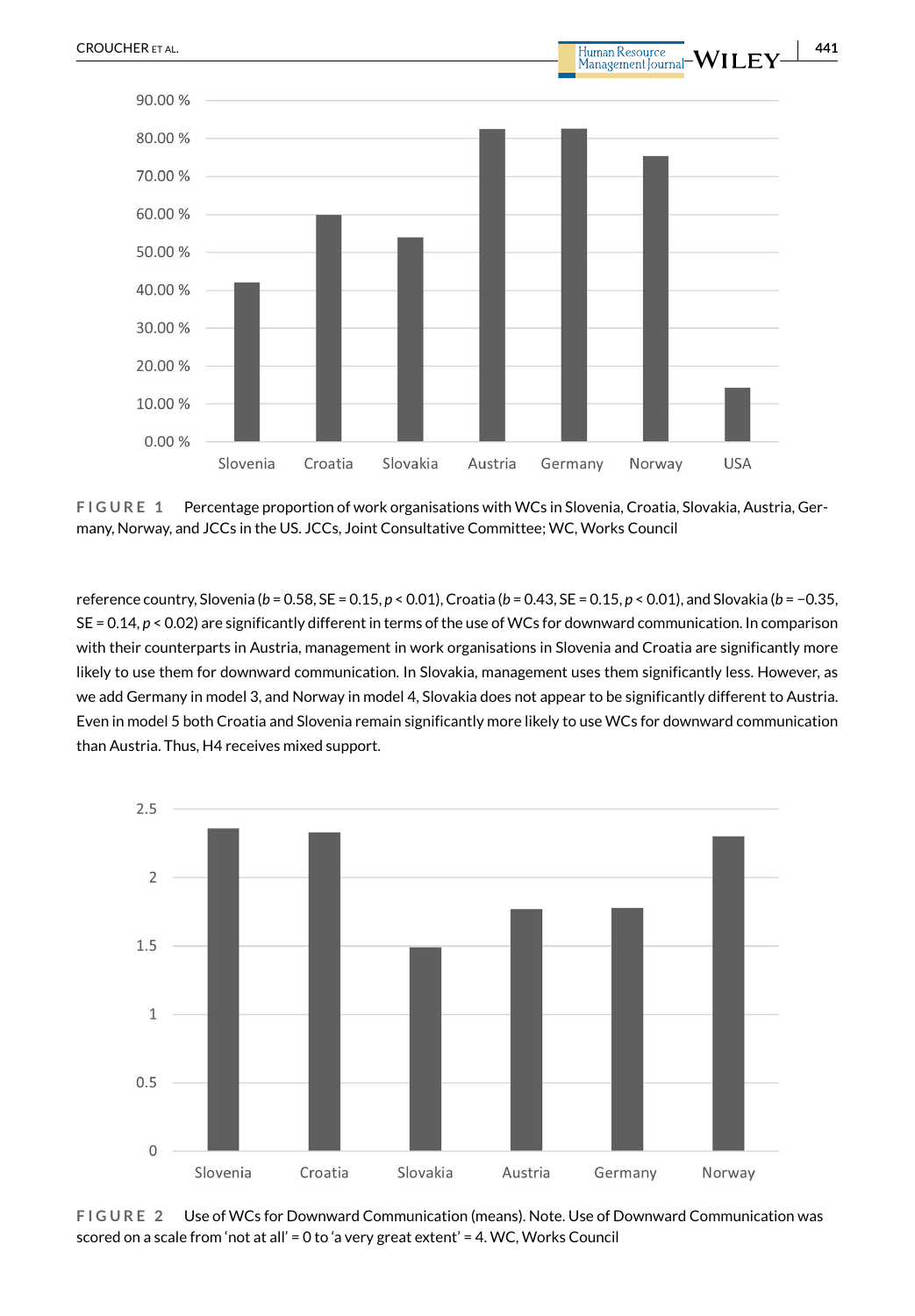FIGURE 1 Percentage proportion of work organisations with WCs in Slovenia, Croatia, Slovakia, Austria, Germany, Norway, and JCCs in the US. JCCs, Joint Consultative Committee; WC, Works Council

reference country, Slovenia ($b = 0.58$, SE = 0.15, $p < 0.01$), Croatia ($b = 0.43$, SE = 0.15, $p < 0.01$), and Slovakia ($b = -0.35$, SE = 0.14, $p < 0.02$) are significantly different in terms of the use of WCs for downward communication. In comparison with their counterparts in Austria, management in work organisations in Slovenia and Croatia are significantly more likely to use them for downward communication. In Slovakia, management uses them significantly less. However, as we add Germany in model 3, and Norway in model 4, Slovakia does not appear to be significantly different to Austria. Even in model 5 both Croatia and Slovenia remain significantly more likely to use WCs for downward communication than Austria. Thus, H4 receives mixed support.

FIGURE 2 Use of WCs for Downward Communication (means). Note. Use of Downward Communication was scored on a scale from 'not at all' = 0 to 'a very great extent' = 4. WC, Works Council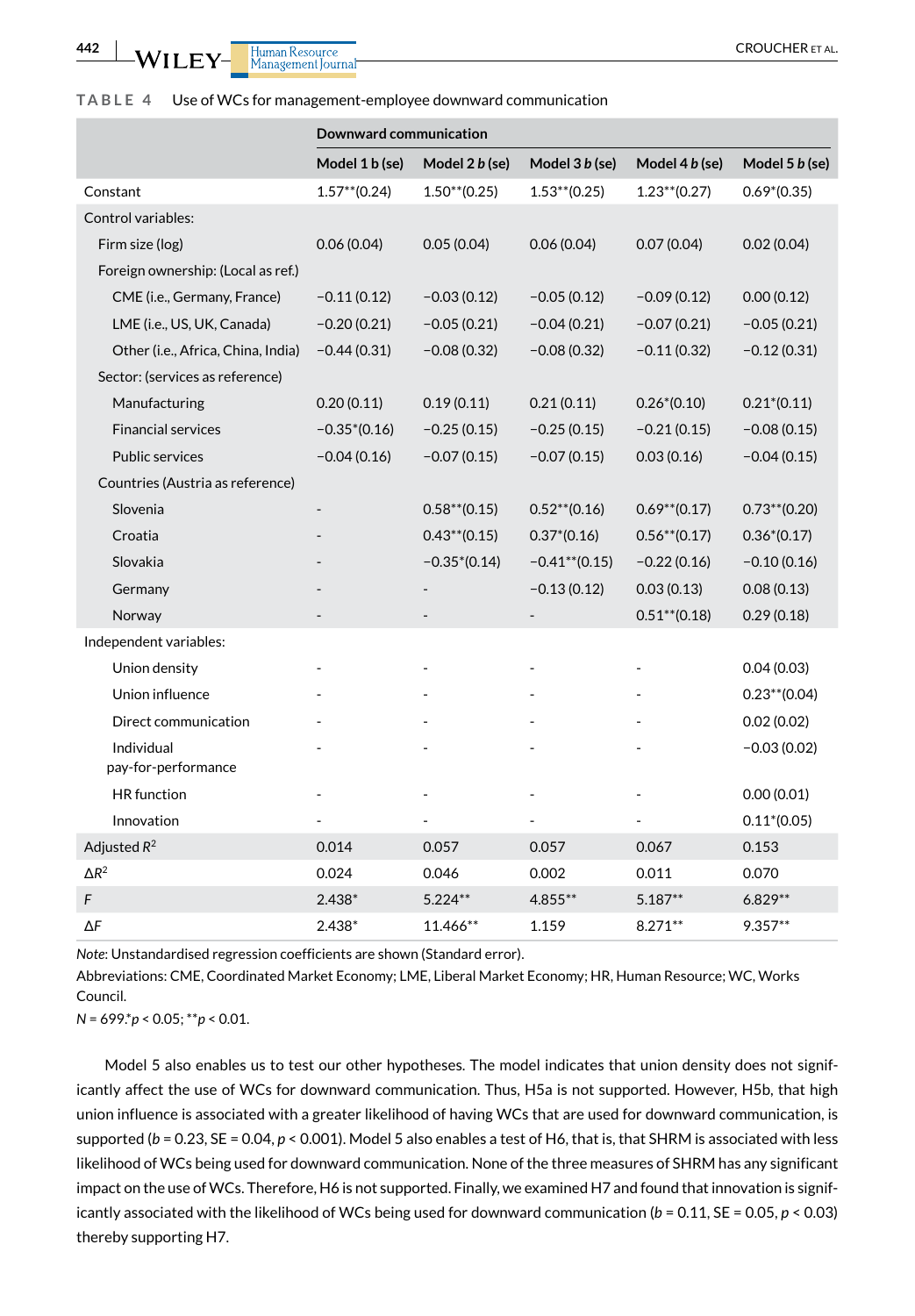**TABLE 4** Use of WCs for management-employee downward communication

| | Downward communication | | | | |
|---|---|---|---|---|---|
| | Model 1 b (se) | Model 2 *b* (se) | Model 3 *b* (se) | Model 4 *b* (se) | Model 5 *b* (se) |
| Constant | 1.57**(0.24) | 1.50**(0.25) | 1.53**(0.25) | 1.23**(0.27) | 0.69*(0.35) |
| Control variables: | | | | | |
| Firm size (log) | 0.06 (0.04) | 0.05 (0.04) | 0.06 (0.04) | 0.07 (0.04) | 0.02 (0.04) |
| Foreign ownership: (Local as ref.) | | | | | |
| CME (i.e., Germany, France) | −0.11 (0.12) | −0.03 (0.12) | −0.05 (0.12) | −0.09 (0.12) | 0.00 (0.12) |
| LME (i.e., US, UK, Canada) | −0.20 (0.21) | −0.05 (0.21) | −0.04 (0.21) | −0.07 (0.21) | −0.05 (0.21) |
| Other (i.e., Africa, China, India) | −0.44 (0.31) | −0.08 (0.32) | −0.08 (0.32) | −0.11 (0.32) | −0.12 (0.31) |
| Sector: (services as reference) | | | | | |
| Manufacturing | 0.20 (0.11) | 0.19 (0.11) | 0.21 (0.11) | 0.26*(0.10) | 0.21*(0.11) |
| Financial services | −0.35*(0.16) | −0.25 (0.15) | −0.25 (0.15) | −0.21 (0.15) | −0.08 (0.15) |
| Public services | −0.04 (0.16) | −0.07 (0.15) | −0.07 (0.15) | 0.03 (0.16) | −0.04 (0.15) |
| Countries (Austria as reference) | | | | | |
| Slovenia | - | 0.58**(0.15) | 0.52**(0.16) | 0.69**(0.17) | 0.73**(0.20) |
| Croatia | - | 0.43**(0.15) | 0.37*(0.16) | 0.56**(0.17) | 0.36*(0.17) |
| Slovakia | - | −0.35*(0.14) | −0.41**(0.15) | −0.22 (0.16) | −0.10 (0.16) |
| Germany | - | - | −0.13 (0.12) | 0.03 (0.13) | 0.08 (0.13) |
| Norway | - | - | - | 0.51**(0.18) | 0.29 (0.18) |
| Independent variables: | | | | | |
| Union density | - | - | - | - | 0.04 (0.03) |
| Union influence | - | - | - | - | 0.23**(0.04) |
| Direct communication | - | - | - | - | 0.02 (0.02) |
| Individual pay-for-performance | - | - | - | - | −0.03 (0.02) |
| HR function | - | - | - | - | 0.00 (0.01) |
| Innovation | - | - | - | - | 0.11*(0.05) |
| Adjusted $R^2$ | 0.014 | 0.057 | 0.057 | 0.067 | 0.153 |
| $\Delta R^2$ | 0.024 | 0.046 | 0.002 | 0.011 | 0.070 |
| $F$ | 2.438* | 5.224** | 4.855** | 5.187** | 6.829** |
| $\Delta F$ | 2.438* | 11.466** | 1.159 | 8.271** | 9.357** |

*Note*: Unstandardised regression coefficients are shown (Standard error).

Abbreviations: CME, Coordinated Market Economy; LME, Liberal Market Economy; HR, Human Resource; WC, Works Council.

$N = 699$.*$p < 0.05$; **$p < 0.01$.

Model 5 also enables us to test our other hypotheses. The model indicates that union density does not significantly affect the use of WCs for downward communication. Thus, H5a is not supported. However, H5b, that high union influence is associated with a greater likelihood of having WCs that are used for downward communication, is supported ($b = 0.23$, SE = 0.04, $p < 0.001$). Model 5 also enables a test of H6, that is, that SHRM is associated with less likelihood of WCs being used for downward communication. None of the three measures of SHRM has any significant impact on the use of WCs. Therefore, H6 is not supported. Finally, we examined H7 and found that innovation is significantly associated with the likelihood of WCs being used for downward communication ($b = 0.11$, SE = 0.05, $p < 0.03$) thereby supporting H7.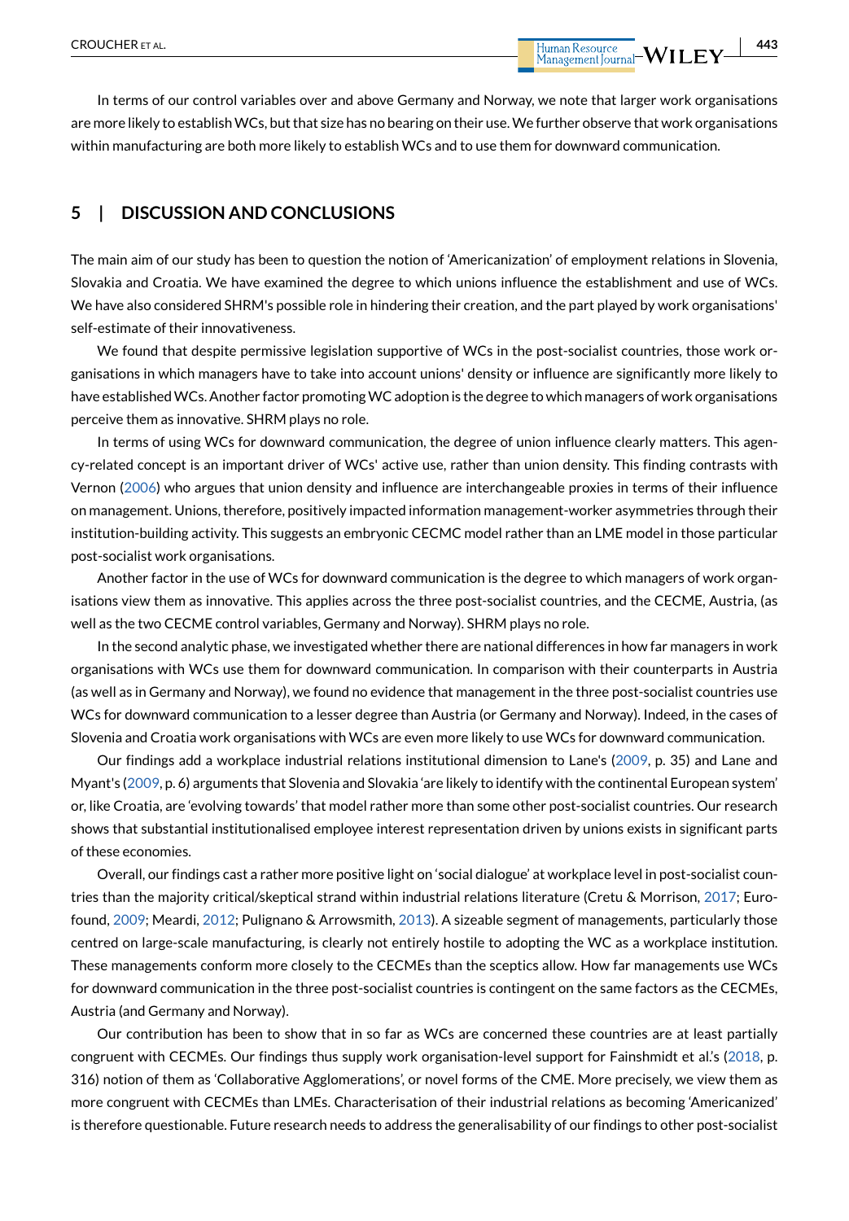In terms of our control variables over and above Germany and Norway, we note that larger work organisations are more likely to establish WCs, but that size has no bearing on their use. We further observe that work organisations within manufacturing are both more likely to establish WCs and to use them for downward communication.

## 5 | DISCUSSION AND CONCLUSIONS

The main aim of our study has been to question the notion of 'Americanization' of employment relations in Slovenia, Slovakia and Croatia. We have examined the degree to which unions influence the establishment and use of WCs. We have also considered SHRM's possible role in hindering their creation, and the part played by work organisations' self-estimate of their innovativeness.

We found that despite permissive legislation supportive of WCs in the post-socialist countries, those work organisations in which managers have to take into account unions' density or influence are significantly more likely to have established WCs. Another factor promoting WC adoption is the degree to which managers of work organisations perceive them as innovative. SHRM plays no role.

In terms of using WCs for downward communication, the degree of union influence clearly matters. This agency-related concept is an important driver of WCs' active use, rather than union density. This finding contrasts with Vernon (2006) who argues that union density and influence are interchangeable proxies in terms of their influence on management. Unions, therefore, positively impacted information management-worker asymmetries through their institution-building activity. This suggests an embryonic CECMC model rather than an LME model in those particular post-socialist work organisations.

Another factor in the use of WCs for downward communication is the degree to which managers of work organisations view them as innovative. This applies across the three post-socialist countries, and the CECME, Austria, (as well as the two CECME control variables, Germany and Norway). SHRM plays no role.

In the second analytic phase, we investigated whether there are national differences in how far managers in work organisations with WCs use them for downward communication. In comparison with their counterparts in Austria (as well as in Germany and Norway), we found no evidence that management in the three post-socialist countries use WCs for downward communication to a lesser degree than Austria (or Germany and Norway). Indeed, in the cases of Slovenia and Croatia work organisations with WCs are even more likely to use WCs for downward communication.

Our findings add a workplace industrial relations institutional dimension to Lane's (2009, p. 35) and Lane and Myant's (2009, p. 6) arguments that Slovenia and Slovakia 'are likely to identify with the continental European system' or, like Croatia, are 'evolving towards' that model rather more than some other post-socialist countries. Our research shows that substantial institutionalised employee interest representation driven by unions exists in significant parts of these economies.

Overall, our findings cast a rather more positive light on 'social dialogue' at workplace level in post-socialist countries than the majority critical/skeptical strand within industrial relations literature (Cretu & Morrison, 2017; Eurofound, 2009; Meardi, 2012; Pulignano & Arrowsmith, 2013). A sizeable segment of managements, particularly those centred on large-scale manufacturing, is clearly not entirely hostile to adopting the WC as a workplace institution. These managements conform more closely to the CECMEs than the sceptics allow. How far managements use WCs for downward communication in the three post-socialist countries is contingent on the same factors as the CECMEs, Austria (and Germany and Norway).

Our contribution has been to show that in so far as WCs are concerned these countries are at least partially congruent with CECMEs. Our findings thus supply work organisation-level support for Fainshmidt et al.'s (2018, p. 316) notion of them as 'Collaborative Agglomerations', or novel forms of the CME. More precisely, we view them as more congruent with CECMEs than LMEs. Characterisation of their industrial relations as becoming 'Americanized' is therefore questionable. Future research needs to address the generalisability of our findings to other post-socialist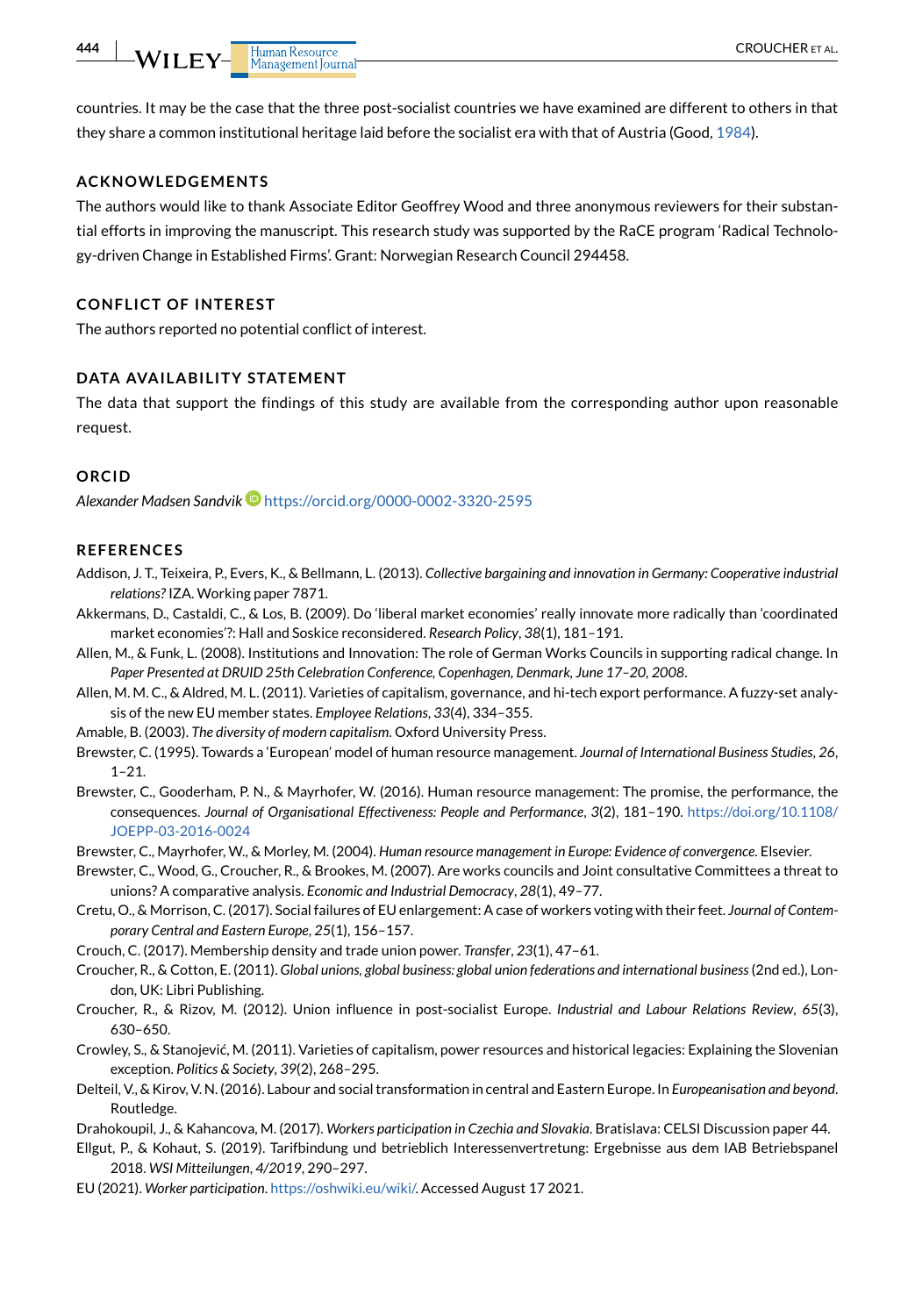countries. It may be the case that the three post-socialist countries we have examined are different to others in that they share a common institutional heritage laid before the socialist era with that of Austria (Good, 1984).

## ACKNOWLEDGEMENTS

The authors would like to thank Associate Editor Geoffrey Wood and three anonymous reviewers for their substantial efforts in improving the manuscript. This research study was supported by the RaCE program 'Radical Technology-driven Change in Established Firms'. Grant: Norwegian Research Council 294458.

## CONFLICT OF INTEREST

The authors reported no potential conflict of interest.

## DATA AVAILABILITY STATEMENT

The data that support the findings of this study are available from the corresponding author upon reasonable request.

## ORCID

*Alexander Madsen Sandvik* https://orcid.org/0000-0002-3320-2595

## REFERENCES

Addison, J. T., Teixeira, P., Evers, K., & Bellmann, L. (2013). *Collective bargaining and innovation in Germany: Cooperative industrial relations?* IZA. Working paper 7871.

Akkermans, D., Castaldi, C., & Los, B. (2009). Do 'liberal market economies' really innovate more radically than 'coordinated market economies'?: Hall and Soskice reconsidered. *Research Policy*, *38*(1), 181–191.

Allen, M., & Funk, L. (2008). Institutions and Innovation: The role of German Works Councils in supporting radical change. In *Paper Presented at DRUID 25th Celebration Conference, Copenhagen, Denmark, June 17–20, 2008*.

Allen, M. M. C., & Aldred, M. L. (2011). Varieties of capitalism, governance, and hi-tech export performance. A fuzzy-set analysis of the new EU member states. *Employee Relations*, *33*(4), 334–355.

Amable, B. (2003). *The diversity of modern capitalism*. Oxford University Press.

Brewster, C. (1995). Towards a 'European' model of human resource management. *Journal of International Business Studies*, *26*, 1–21.

Brewster, C., Gooderham, P. N., & Mayrhofer, W. (2016). Human resource management: The promise, the performance, the consequences. *Journal of Organisational Effectiveness: People and Performance*, *3*(2), 181–190. https://doi.org/10.1108/JOEPP-03-2016-0024

Brewster, C., Mayrhofer, W., & Morley, M. (2004). *Human resource management in Europe: Evidence of convergence*. Elsevier.

Brewster, C., Wood, G., Croucher, R., & Brookes, M. (2007). Are works councils and Joint consultative Committees a threat to unions? A comparative analysis. *Economic and Industrial Democracy*, *28*(1), 49–77.

Cretu, O., & Morrison, C. (2017). Social failures of EU enlargement: A case of workers voting with their feet. *Journal of Contemporary Central and Eastern Europe*, *25*(1), 156–157.

Crouch, C. (2017). Membership density and trade union power. *Transfer*, *23*(1), 47–61.

Croucher, R., & Cotton, E. (2011). *Global unions, global business: global union federations and international business* (2nd ed.), London, UK: Libri Publishing.

Croucher, R., & Rizov, M. (2012). Union influence in post-socialist Europe. *Industrial and Labour Relations Review*, *65*(3), 630–650.

Crowley, S., & Stanojević, M. (2011). Varieties of capitalism, power resources and historical legacies: Explaining the Slovenian exception. *Politics & Society*, *39*(2), 268–295.

Delteil, V., & Kirov, V. N. (2016). Labour and social transformation in central and Eastern Europe. In *Europeanisation and beyond*. Routledge.

Drahokoupil, J., & Kahancova, M. (2017). *Workers participation in Czechia and Slovakia*. Bratislava: CELSI Discussion paper 44.

Ellgut, P., & Kohaut, S. (2019). Tarifbindung und betrieblich Interessenvertretung: Ergebnisse aus dem IAB Betriebspanel 2018. *WSI Mitteilungen*, *4/2019*, 290–297.

EU (2021). *Worker participation*. https://oshwiki.eu/wiki/. Accessed August 17 2021.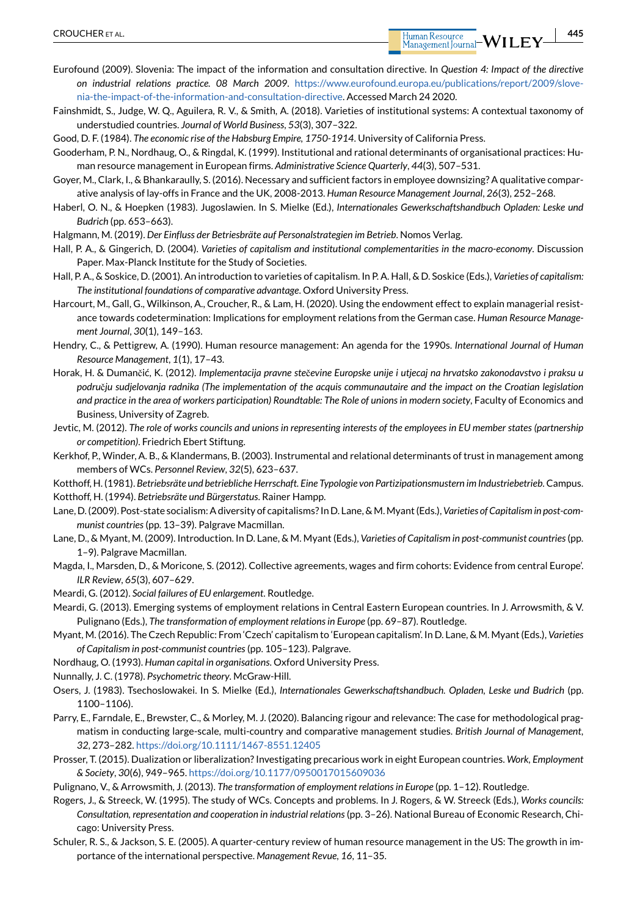Eurofound (2009). Slovenia: The impact of the information and consultation directive. In *Question 4: Impact of the directive on industrial relations practice. 08 March 2009*. https://www.eurofound.europa.eu/publications/report/2009/slovenia-the-impact-of-the-information-and-consultation-directive. Accessed March 24 2020.

Fainshmidt, S., Judge, W. Q., Aguilera, R. V., & Smith, A. (2018). Varieties of institutional systems: A contextual taxonomy of understudied countries. *Journal of World Business*, *53*(3), 307–322.

Good, D. F. (1984). *The economic rise of the Habsburg Empire, 1750-1914*. University of California Press.

Gooderham, P. N., Nordhaug, O., & Ringdal, K. (1999). Institutional and rational determinants of organisational practices: Human resource management in European firms. *Administrative Science Quarterly*, *44*(3), 507–531.

Goyer, M., Clark, I., & Bhankaraully, S. (2016). Necessary and sufficient factors in employee downsizing? A qualitative comparative analysis of lay-offs in France and the UK, 2008-2013. *Human Resource Management Journal*, *26*(3), 252–268.

Haberl, O. N., & Hoepken (1983). Jugoslawien. In S. Mielke (Ed.), *Internationales Gewerkschaftshandbuch Opladen: Leske und Budrich* (pp. 653–663).

Halgmann, M. (2019). *Der Einfluss der Betriesbräte auf Personalstrategien im Betrieb*. Nomos Verlag.

Hall, P. A., & Gingerich, D. (2004). *Varieties of capitalism and institutional complementarities in the macro-economy*. Discussion Paper. Max-Planck Institute for the Study of Societies.

Hall, P. A., & Soskice, D. (2001). An introduction to varieties of capitalism. In P. A. Hall, & D. Soskice (Eds.), *Varieties of capitalism: The institutional foundations of comparative advantage*. Oxford University Press.

Harcourt, M., Gall, G., Wilkinson, A., Croucher, R., & Lam, H. (2020). Using the endowment effect to explain managerial resistance towards codetermination: Implications for employment relations from the German case. *Human Resource Management Journal*, *30*(1), 149–163.

Hendry, C., & Pettigrew, A. (1990). Human resource management: An agenda for the 1990s. *International Journal of Human Resource Management*, *1*(1), 17–43.

Horak, H. & Dumančić, K. (2012). *Implementacija pravne stečevine Europske unije i utjecaj na hrvatsko zakonodavstvo i praksu u području sudjelovanja radnika (The implementation of the acquis communautaire and the impact on the Croatian legislation and practice in the area of workers participation) Roundtable: The Role of unions in modern society*, Faculty of Economics and Business, University of Zagreb.

Jevtic, M. (2012). *The role of works councils and unions in representing interests of the employees in EU member states (partnership or competition)*. Friedrich Ebert Stiftung.

Kerkhof, P., Winder, A. B., & Klandermans, B. (2003). Instrumental and relational determinants of trust in management among members of WCs. *Personnel Review*, *32*(5), 623–637.

Kotthoff, H. (1981). *Betriebsräte und betriebliche Herrschaft. Eine Typologie von Partizipationsmustern im Industriebetrieb*. Campus.

Kotthoff, H. (1994). *Betriebsräte und Bürgerstatus*. Rainer Hampp.

Lane, D. (2009). Post-state socialism: A diversity of capitalisms? In D. Lane, & M. Myant (Eds.), *Varieties of Capitalism in post-communist countries* (pp. 13–39). Palgrave Macmillan.

Lane, D., & Myant, M. (2009). Introduction. In D. Lane, & M. Myant (Eds.), *Varieties of Capitalism in post-communist countries* (pp. 1–9). Palgrave Macmillan.

Magda, I., Marsden, D., & Moricone, S. (2012). Collective agreements, wages and firm cohorts: Evidence from central Europe'. *ILR Review*, *65*(3), 607–629.

Meardi, G. (2012). *Social failures of EU enlargement*. Routledge.

Meardi, G. (2013). Emerging systems of employment relations in Central Eastern European countries. In J. Arrowsmith, & V. Pulignano (Eds.), *The transformation of employment relations in Europe* (pp. 69–87). Routledge.

Myant, M. (2016). The Czech Republic: From 'Czech' capitalism to 'European capitalism'. In D. Lane, & M. Myant (Eds.), *Varieties of Capitalism in post-communist countries* (pp. 105–123). Palgrave.

Nordhaug, O. (1993). *Human capital in organisations*. Oxford University Press.

Nunnally, J. C. (1978). *Psychometric theory*. McGraw-Hill.

Osers, J. (1983). Tsechoslowakei. In S. Mielke (Ed.), *Internationales Gewerkschaftshandbuch. Opladen, Leske und Budrich* (pp. 1100–1106).

Parry, E., Farndale, E., Brewster, C., & Morley, M. J. (2020). Balancing rigour and relevance: The case for methodological pragmatism in conducting large-scale, multi-country and comparative management studies. *British Journal of Management*, *32*, 273–282. https://doi.org/10.1111/1467-8551.12405

Prosser, T. (2015). Dualization or liberalization? Investigating precarious work in eight European countries. *Work, Employment & Society*, *30*(6), 949–965. https://doi.org/10.1177/0950017015609036

Pulignano, V., & Arrowsmith, J. (2013). *The transformation of employment relations in Europe* (pp. 1–12). Routledge.

Rogers, J., & Streeck, W. (1995). The study of WCs. Concepts and problems. In J. Rogers, & W. Streeck (Eds.), *Works councils: Consultation, representation and cooperation in industrial relations* (pp. 3–26). National Bureau of Economic Research, Chicago: University Press.

Schuler, R. S., & Jackson, S. E. (2005). A quarter-century review of human resource management in the US: The growth in importance of the international perspective. *Management Revue*, *16*, 11–35.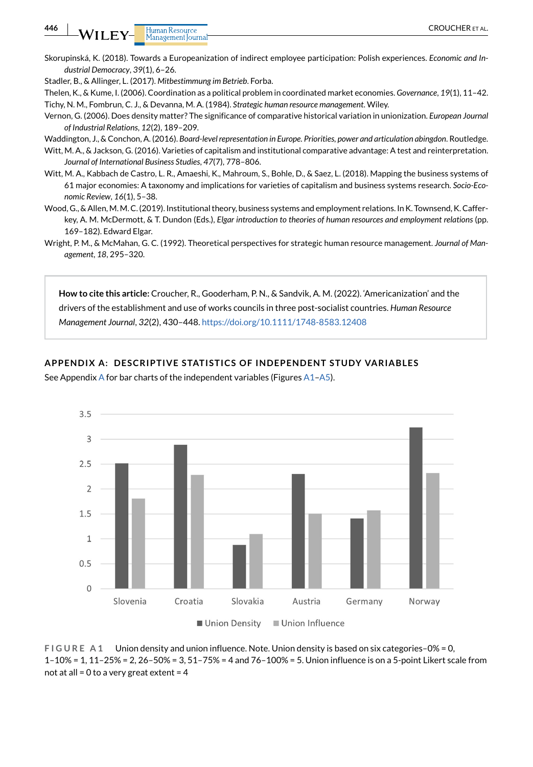Skorupinská, K. (2018). Towards a Europeanization of indirect employee participation: Polish experiences. *Economic and Industrial Democracy*, *39*(1), 6–26.

Stadler, B., & Allinger, L. (2017). *Mitbestimmung im Betrieb*. Forba.

Thelen, K., & Kume, I. (2006). Coordination as a political problem in coordinated market economies. *Governance*, *19*(1), 11–42.

Tichy, N. M., Fombrun, C. J., & Devanna, M. A. (1984). *Strategic human resource management*. Wiley.

Vernon, G. (2006). Does density matter? The significance of comparative historical variation in unionization. *European Journal of Industrial Relations*, *12*(2), 189–209.

Waddington, J., & Conchon, A. (2016). *Board-level representation in Europe. Priorities, power and articulation abingdon*. Routledge.

Witt, M. A., & Jackson, G. (2016). Varieties of capitalism and institutional comparative advantage: A test and reinterpretation. *Journal of International Business Studies*, *47*(7), 778–806.

Witt, M. A., Kabbach de Castro, L. R., Amaeshi, K., Mahroum, S., Bohle, D., & Saez, L. (2018). Mapping the business systems of 61 major economies: A taxonomy and implications for varieties of capitalism and business systems research. *Socio-Economic Review*, *16*(1), 5–38.

Wood, G., & Allen, M. M. C. (2019). Institutional theory, business systems and employment relations. In K. Townsend, K. Cafferkey, A. M. McDermott, & T. Dundon (Eds.), *Elgar introduction to theories of human resources and employment relations* (pp. 169–182). Edward Elgar.

Wright, P. M., & McMahan, G. C. (1992). Theoretical perspectives for strategic human resource management. *Journal of Management*, *18*, 295–320.

**How to cite this article:** Croucher, R., Gooderham, P. N., & Sandvik, A. M. (2022). 'Americanization' and the drivers of the establishment and use of works councils in three post-socialist countries. *Human Resource Management Journal*, *32*(2), 430–448. https://doi.org/10.1111/1748-8583.12408

## APPENDIX A: DESCRIPTIVE STATISTICS OF INDEPENDENT STUDY VARIABLES

See Appendix A for bar charts of the independent variables (Figures A1–A5).

FIGURE A1 Union density and union influence. Note. Union density is based on six categories–0% = 0, 1–10% = 1, 11–25% = 2, 26–50% = 3, 51–75% = 4 and 76–100% = 5. Union influence is on a 5-point Likert scale from not at all = 0 to a very great extent = 4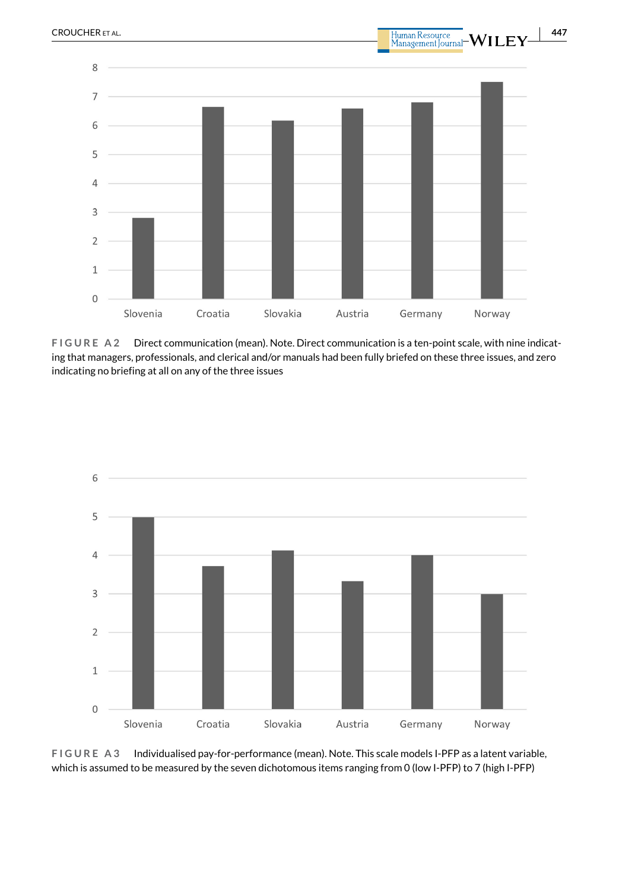FIGURE A2 Direct communication (mean). Note. Direct communication is a ten-point scale, with nine indicating that managers, professionals, and clerical and/or manuals had been fully briefed on these three issues, and zero indicating no briefing at all on any of the three issues

FIGURE A3 Individualised pay-for-performance (mean). Note. This scale models I-PFP as a latent variable, which is assumed to be measured by the seven dichotomous items ranging from 0 (low I-PFP) to 7 (high I-PFP)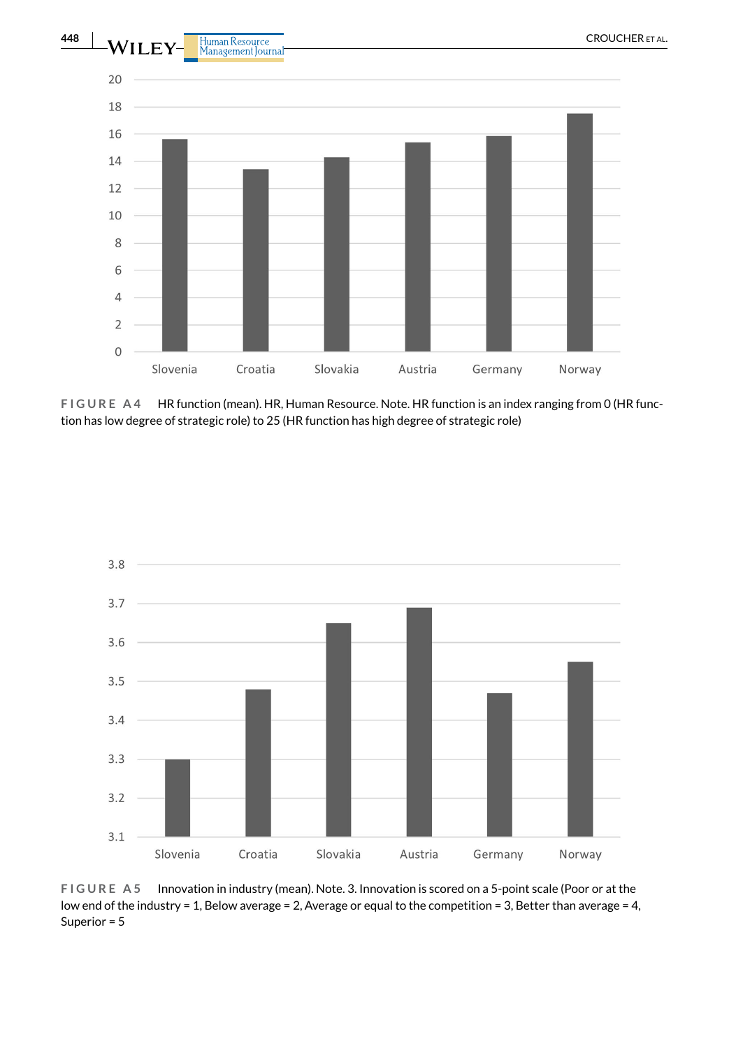20
18
16
14
12
10
8
6
4
2
0

Slovenia Croatia Slovakia Austria Germany Norway

FIGURE A4 HR function (mean). HR, Human Resource. Note. HR function is an index ranging from 0 (HR function has low degree of strategic role) to 25 (HR function has high degree of strategic role)

3.8
3.7
3.6
3.5
3.4
3.3
3.2
3.1

Slovenia Croatia Slovakia Austria Germany Norway

FIGURE A5 Innovation in industry (mean). Note. 3. Innovation is scored on a 5-point scale (Poor or at the low end of the industry = 1, Below average = 2, Average or equal to the competition = 3, Better than average = 4, Superior = 5